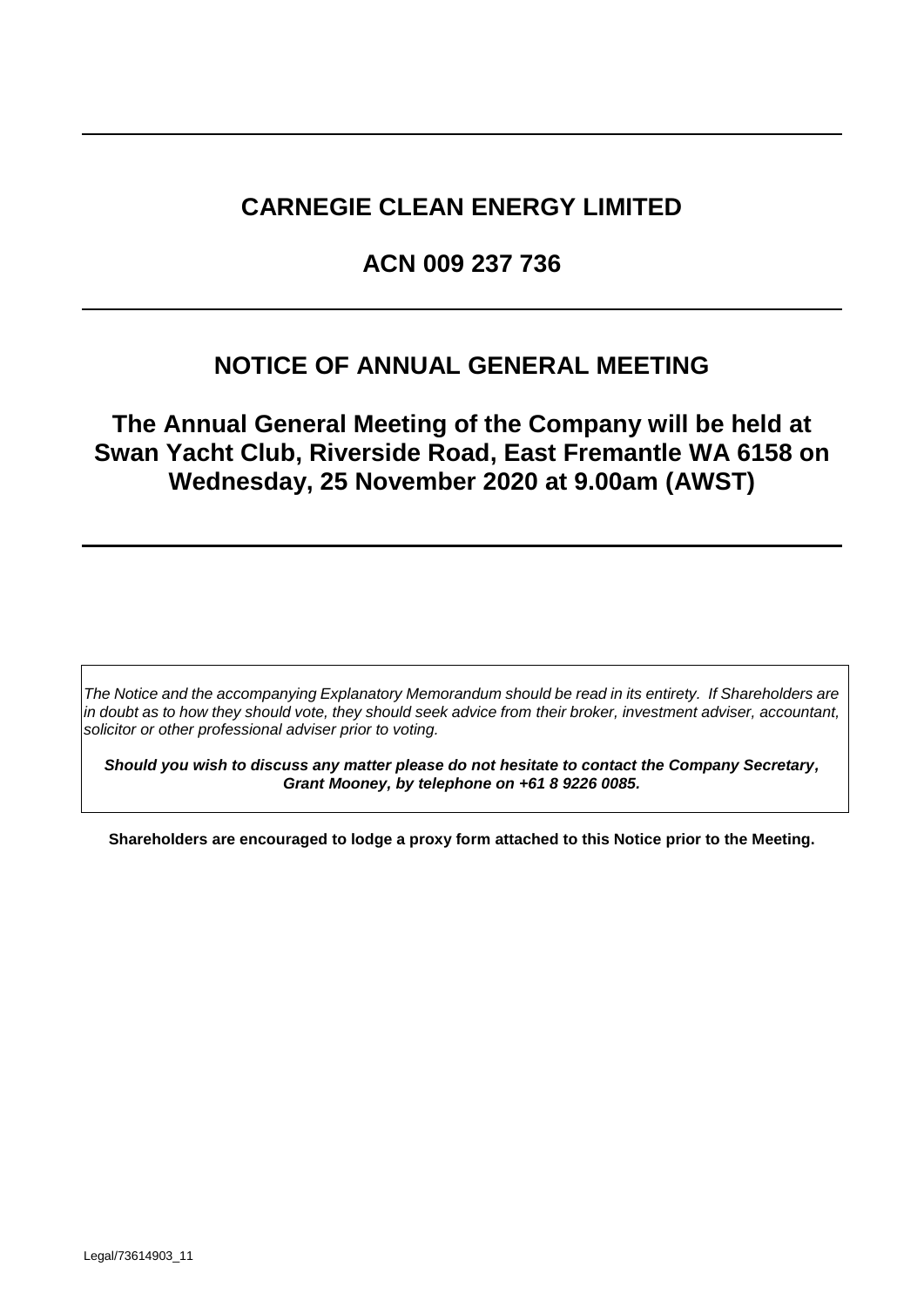# CARNEGIE CLEAN ENERGY LIMITED

## ACN 009 237 736

# NOTICE OF ANNUAL GENERAL MEETING

## The Annual General Meeting of the Company will be held at Swan Yacht Club, Riverside Road, East Fremantle WA 6158 on Wednesday, 25 November 2020 at 9.00am (AWST)

*The Notice and the accompanying Explanatory Memorandum should be read in its entirety. If Shareholders are in doubt as to how they should vote, they should seek advice from their broker, investment adviser, accountant, solicitor or other professional adviser prior to voting.*

***Should you wish to discuss any matter please do not hesitate to contact the Company Secretary, Grant Mooney, by telephone on +61 8 9226 0085.***

**Shareholders are encouraged to lodge a proxy form attached to this Notice prior to the Meeting.**

Legal/73614903_11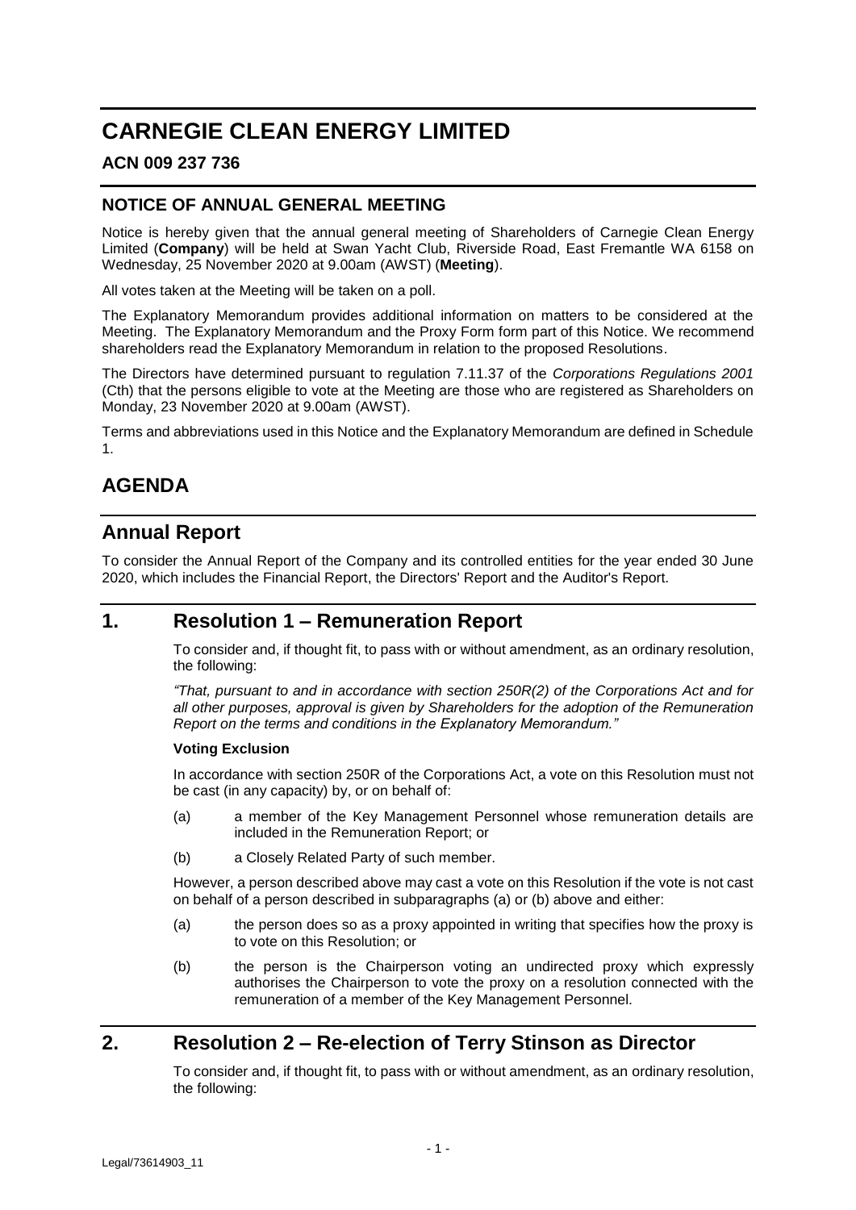# CARNEGIE CLEAN ENERGY LIMITED

### ACN 009 237 736

## NOTICE OF ANNUAL GENERAL MEETING

Notice is hereby given that the annual general meeting of Shareholders of Carnegie Clean Energy Limited (**Company**) will be held at Swan Yacht Club, Riverside Road, East Fremantle WA 6158 on Wednesday, 25 November 2020 at 9.00am (AWST) (**Meeting**).

All votes taken at the Meeting will be taken on a poll.

The Explanatory Memorandum provides additional information on matters to be considered at the Meeting. The Explanatory Memorandum and the Proxy Form form part of this Notice. We recommend shareholders read the Explanatory Memorandum in relation to the proposed Resolutions.

The Directors have determined pursuant to regulation 7.11.37 of the *Corporations Regulations 2001* (Cth) that the persons eligible to vote at the Meeting are those who are registered as Shareholders on Monday, 23 November 2020 at 9.00am (AWST).

Terms and abbreviations used in this Notice and the Explanatory Memorandum are defined in Schedule 1.

# AGENDA

## Annual Report

To consider the Annual Report of the Company and its controlled entities for the year ended 30 June 2020, which includes the Financial Report, the Directors' Report and the Auditor's Report.

## 1. Resolution 1 – Remuneration Report

To consider and, if thought fit, to pass with or without amendment, as an ordinary resolution, the following:

*"That, pursuant to and in accordance with section 250R(2) of the Corporations Act and for all other purposes, approval is given by Shareholders for the adoption of the Remuneration Report on the terms and conditions in the Explanatory Memorandum."*

**Voting Exclusion**

In accordance with section 250R of the Corporations Act, a vote on this Resolution must not be cast (in any capacity) by, or on behalf of:

(a) a member of the Key Management Personnel whose remuneration details are included in the Remuneration Report; or

(b) a Closely Related Party of such member.

However, a person described above may cast a vote on this Resolution if the vote is not cast on behalf of a person described in subparagraphs (a) or (b) above and either:

(a) the person does so as a proxy appointed in writing that specifies how the proxy is to vote on this Resolution; or

(b) the person is the Chairperson voting an undirected proxy which expressly authorises the Chairperson to vote the proxy on a resolution connected with the remuneration of a member of the Key Management Personnel.

## 2. Resolution 2 – Re-election of Terry Stinson as Director

To consider and, if thought fit, to pass with or without amendment, as an ordinary resolution, the following: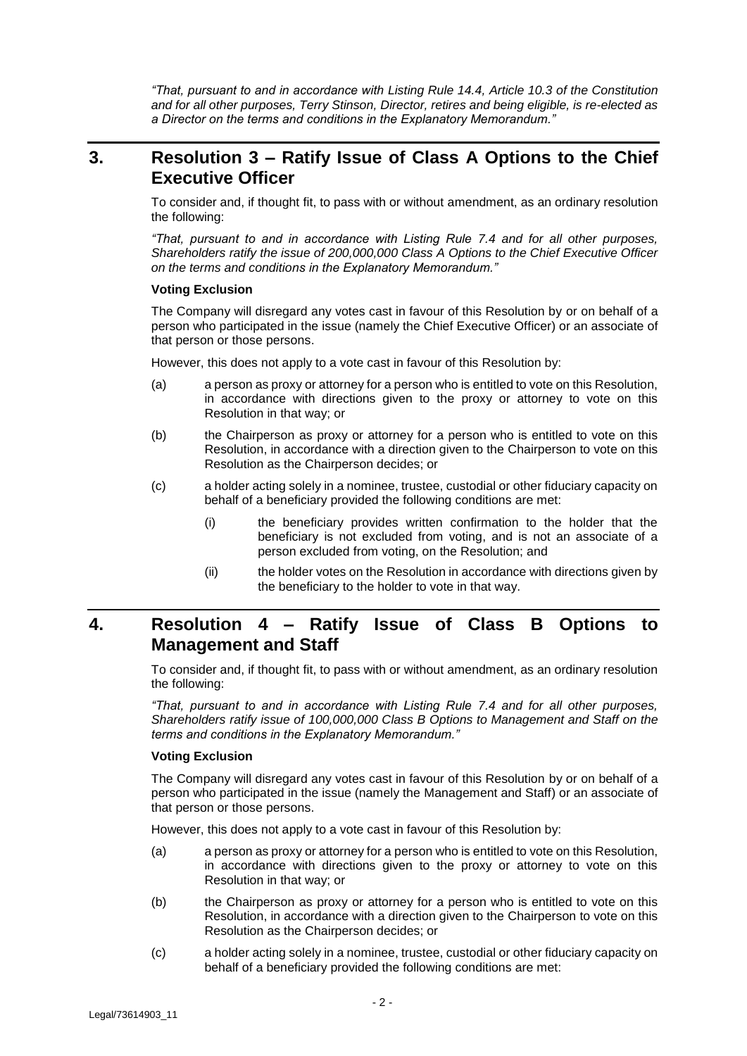*"That, pursuant to and in accordance with Listing Rule 14.4, Article 10.3 of the Constitution and for all other purposes, Terry Stinson, Director, retires and being eligible, is re-elected as a Director on the terms and conditions in the Explanatory Memorandum."*

## 3. Resolution 3 – Ratify Issue of Class A Options to the Chief Executive Officer

To consider and, if thought fit, to pass with or without amendment, as an ordinary resolution the following:

*"That, pursuant to and in accordance with Listing Rule 7.4 and for all other purposes, Shareholders ratify the issue of 200,000,000 Class A Options to the Chief Executive Officer on the terms and conditions in the Explanatory Memorandum."*

**Voting Exclusion**

The Company will disregard any votes cast in favour of this Resolution by or on behalf of a person who participated in the issue (namely the Chief Executive Officer) or an associate of that person or those persons.

However, this does not apply to a vote cast in favour of this Resolution by:

(a) a person as proxy or attorney for a person who is entitled to vote on this Resolution, in accordance with directions given to the proxy or attorney to vote on this Resolution in that way; or

(b) the Chairperson as proxy or attorney for a person who is entitled to vote on this Resolution, in accordance with a direction given to the Chairperson to vote on this Resolution as the Chairperson decides; or

(c) a holder acting solely in a nominee, trustee, custodial or other fiduciary capacity on behalf of a beneficiary provided the following conditions are met:

   (i) the beneficiary provides written confirmation to the holder that the beneficiary is not excluded from voting, and is not an associate of a person excluded from voting, on the Resolution; and

   (ii) the holder votes on the Resolution in accordance with directions given by the beneficiary to the holder to vote in that way.

## 4. Resolution 4 – Ratify Issue of Class B Options to Management and Staff

To consider and, if thought fit, to pass with or without amendment, as an ordinary resolution the following:

*"That, pursuant to and in accordance with Listing Rule 7.4 and for all other purposes, Shareholders ratify issue of 100,000,000 Class B Options to Management and Staff on the terms and conditions in the Explanatory Memorandum."*

**Voting Exclusion**

The Company will disregard any votes cast in favour of this Resolution by or on behalf of a person who participated in the issue (namely the Management and Staff) or an associate of that person or those persons.

However, this does not apply to a vote cast in favour of this Resolution by:

(a) a person as proxy or attorney for a person who is entitled to vote on this Resolution, in accordance with directions given to the proxy or attorney to vote on this Resolution in that way; or

(b) the Chairperson as proxy or attorney for a person who is entitled to vote on this Resolution, in accordance with a direction given to the Chairperson to vote on this Resolution as the Chairperson decides; or

(c) a holder acting solely in a nominee, trustee, custodial or other fiduciary capacity on behalf of a beneficiary provided the following conditions are met: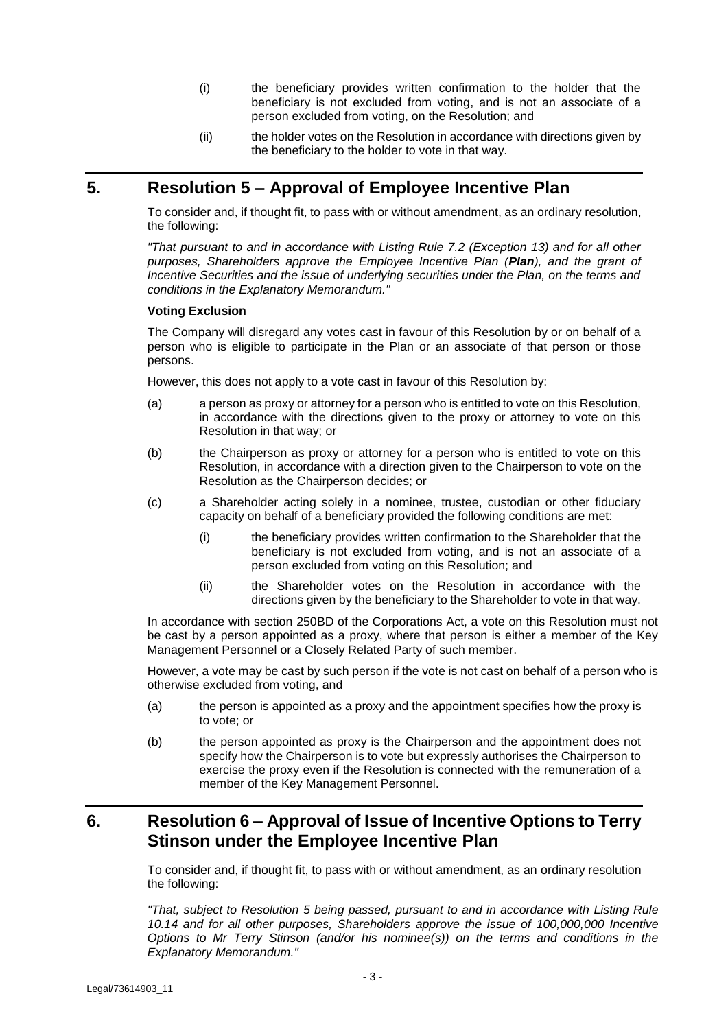(i) the beneficiary provides written confirmation to the holder that the beneficiary is not excluded from voting, and is not an associate of a person excluded from voting, on the Resolution; and

(ii) the holder votes on the Resolution in accordance with directions given by the beneficiary to the holder to vote in that way.

## 5. Resolution 5 – Approval of Employee Incentive Plan

To consider and, if thought fit, to pass with or without amendment, as an ordinary resolution, the following:

*"That pursuant to and in accordance with Listing Rule 7.2 (Exception 13) and for all other purposes, Shareholders approve the Employee Incentive Plan (**Plan**), and the grant of Incentive Securities and the issue of underlying securities under the Plan, on the terms and conditions in the Explanatory Memorandum."*

**Voting Exclusion**

The Company will disregard any votes cast in favour of this Resolution by or on behalf of a person who is eligible to participate in the Plan or an associate of that person or those persons.

However, this does not apply to a vote cast in favour of this Resolution by:

(a) a person as proxy or attorney for a person who is entitled to vote on this Resolution, in accordance with the directions given to the proxy or attorney to vote on this Resolution in that way; or

(b) the Chairperson as proxy or attorney for a person who is entitled to vote on this Resolution, in accordance with a direction given to the Chairperson to vote on the Resolution as the Chairperson decides; or

(c) a Shareholder acting solely in a nominee, trustee, custodian or other fiduciary capacity on behalf of a beneficiary provided the following conditions are met:

   (i) the beneficiary provides written confirmation to the Shareholder that the beneficiary is not excluded from voting, and is not an associate of a person excluded from voting on this Resolution; and

   (ii) the Shareholder votes on the Resolution in accordance with the directions given by the beneficiary to the Shareholder to vote in that way.

In accordance with section 250BD of the Corporations Act, a vote on this Resolution must not be cast by a person appointed as a proxy, where that person is either a member of the Key Management Personnel or a Closely Related Party of such member.

However, a vote may be cast by such person if the vote is not cast on behalf of a person who is otherwise excluded from voting, and

(a) the person is appointed as a proxy and the appointment specifies how the proxy is to vote; or

(b) the person appointed as proxy is the Chairperson and the appointment does not specify how the Chairperson is to vote but expressly authorises the Chairperson to exercise the proxy even if the Resolution is connected with the remuneration of a member of the Key Management Personnel.

## 6. Resolution 6 – Approval of Issue of Incentive Options to Terry Stinson under the Employee Incentive Plan

To consider and, if thought fit, to pass with or without amendment, as an ordinary resolution the following:

*"That, subject to Resolution 5 being passed, pursuant to and in accordance with Listing Rule 10.14 and for all other purposes, Shareholders approve the issue of 100,000,000 Incentive Options to Mr Terry Stinson (and/or his nominee(s)) on the terms and conditions in the Explanatory Memorandum."*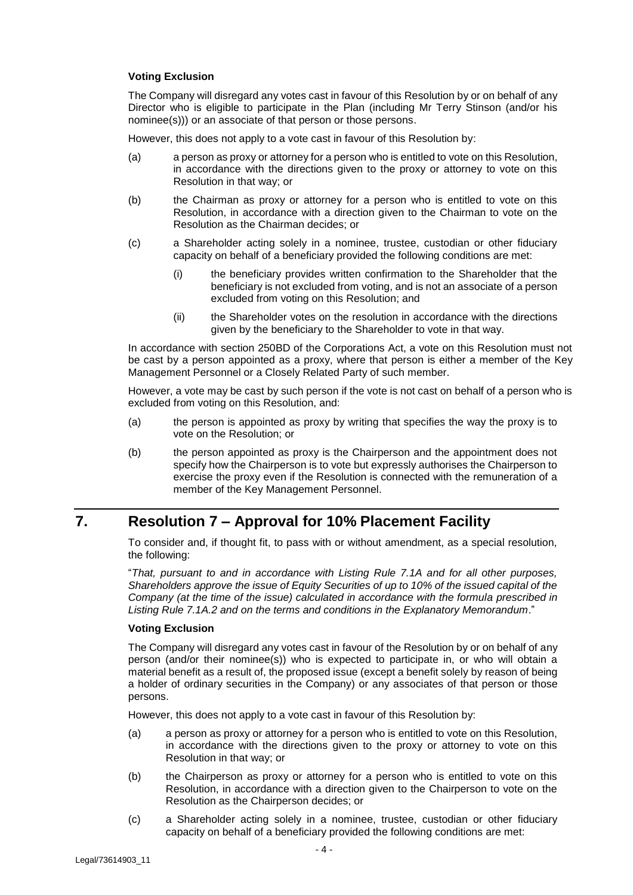**Voting Exclusion**

The Company will disregard any votes cast in favour of this Resolution by or on behalf of any Director who is eligible to participate in the Plan (including Mr Terry Stinson (and/or his nominee(s))) or an associate of that person or those persons.

However, this does not apply to a vote cast in favour of this Resolution by:

(a) a person as proxy or attorney for a person who is entitled to vote on this Resolution, in accordance with the directions given to the proxy or attorney to vote on this Resolution in that way; or

(b) the Chairman as proxy or attorney for a person who is entitled to vote on this Resolution, in accordance with a direction given to the Chairman to vote on the Resolution as the Chairman decides; or

(c) a Shareholder acting solely in a nominee, trustee, custodian or other fiduciary capacity on behalf of a beneficiary provided the following conditions are met:

   (i) the beneficiary provides written confirmation to the Shareholder that the beneficiary is not excluded from voting, and is not an associate of a person excluded from voting on this Resolution; and

   (ii) the Shareholder votes on the resolution in accordance with the directions given by the beneficiary to the Shareholder to vote in that way.

In accordance with section 250BD of the Corporations Act, a vote on this Resolution must not be cast by a person appointed as a proxy, where that person is either a member of the Key Management Personnel or a Closely Related Party of such member.

However, a vote may be cast by such person if the vote is not cast on behalf of a person who is excluded from voting on this Resolution, and:

(a) the person is appointed as proxy by writing that specifies the way the proxy is to vote on the Resolution; or

(b) the person appointed as proxy is the Chairperson and the appointment does not specify how the Chairperson is to vote but expressly authorises the Chairperson to exercise the proxy even if the Resolution is connected with the remuneration of a member of the Key Management Personnel.

## 7. Resolution 7 – Approval for 10% Placement Facility

To consider and, if thought fit, to pass with or without amendment, as a special resolution, the following:

"*That, pursuant to and in accordance with Listing Rule 7.1A and for all other purposes, Shareholders approve the issue of Equity Securities of up to 10% of the issued capital of the Company (at the time of the issue) calculated in accordance with the formula prescribed in Listing Rule 7.1A.2 and on the terms and conditions in the Explanatory Memorandum*."

**Voting Exclusion**

The Company will disregard any votes cast in favour of the Resolution by or on behalf of any person (and/or their nominee(s)) who is expected to participate in, or who will obtain a material benefit as a result of, the proposed issue (except a benefit solely by reason of being a holder of ordinary securities in the Company) or any associates of that person or those persons.

However, this does not apply to a vote cast in favour of this Resolution by:

(a) a person as proxy or attorney for a person who is entitled to vote on this Resolution, in accordance with the directions given to the proxy or attorney to vote on this Resolution in that way; or

(b) the Chairperson as proxy or attorney for a person who is entitled to vote on this Resolution, in accordance with a direction given to the Chairperson to vote on the Resolution as the Chairperson decides; or

(c) a Shareholder acting solely in a nominee, trustee, custodian or other fiduciary capacity on behalf of a beneficiary provided the following conditions are met: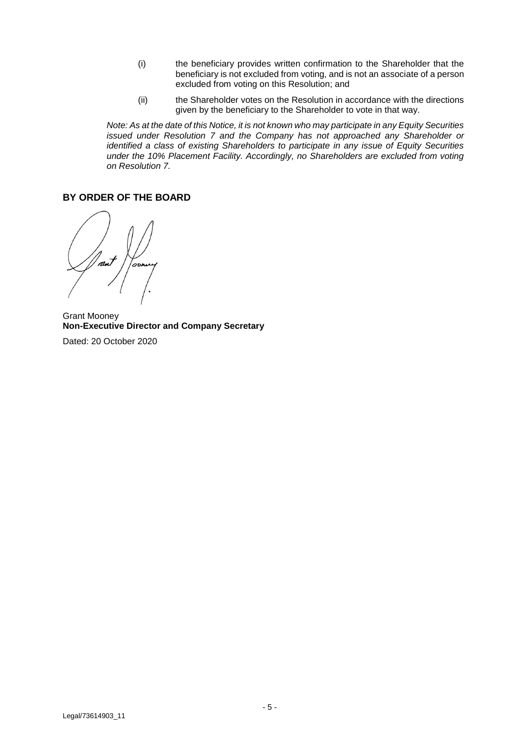(i) the beneficiary provides written confirmation to the Shareholder that the beneficiary is not excluded from voting, and is not an associate of a person excluded from voting on this Resolution; and

(ii) the Shareholder votes on the Resolution in accordance with the directions given by the beneficiary to the Shareholder to vote in that way.

*Note: As at the date of this Notice, it is not known who may participate in any Equity Securities issued under Resolution 7 and the Company has not approached any Shareholder or identified a class of existing Shareholders to participate in any issue of Equity Securities under the 10% Placement Facility. Accordingly, no Shareholders are excluded from voting on Resolution 7.*

**BY ORDER OF THE BOARD**

Grant Mooney
**Non-Executive Director and Company Secretary**

Dated: 20 October 2020

Legal/73614903_11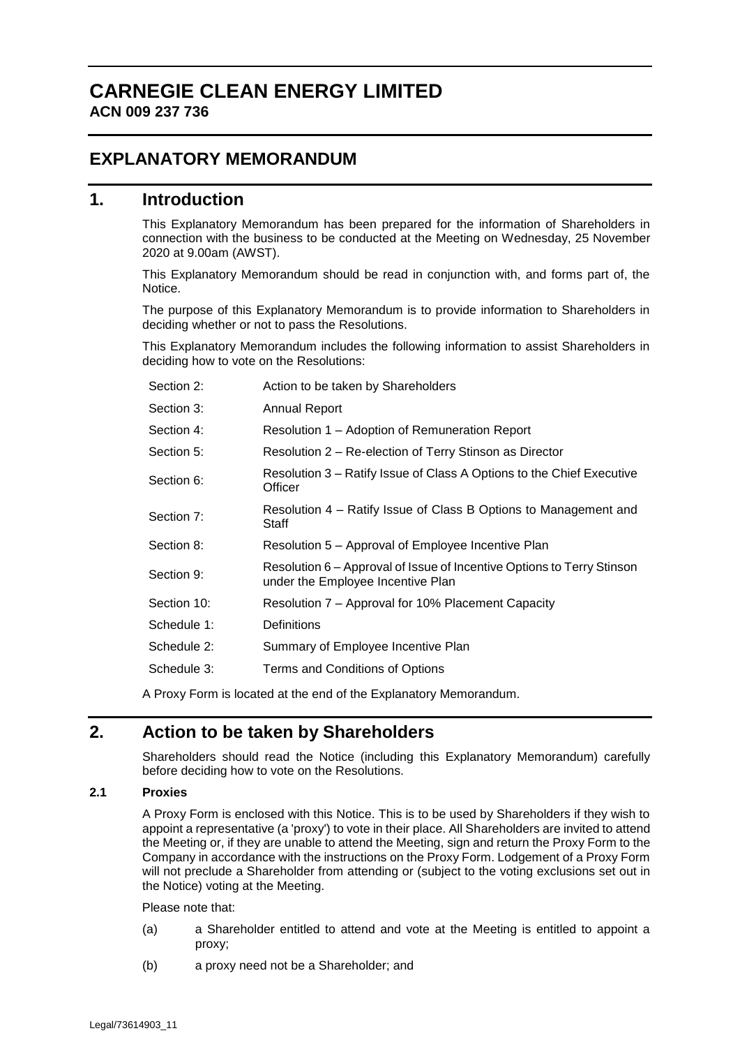# CARNEGIE CLEAN ENERGY LIMITED

**ACN 009 237 736**

## EXPLANATORY MEMORANDUM

## 1. Introduction

This Explanatory Memorandum has been prepared for the information of Shareholders in connection with the business to be conducted at the Meeting on Wednesday, 25 November 2020 at 9.00am (AWST).

This Explanatory Memorandum should be read in conjunction with, and forms part of, the Notice.

The purpose of this Explanatory Memorandum is to provide information to Shareholders in deciding whether or not to pass the Resolutions.

This Explanatory Memorandum includes the following information to assist Shareholders in deciding how to vote on the Resolutions:

| | |
|---|---|
| Section 2: | Action to be taken by Shareholders |
| Section 3: | Annual Report |
| Section 4: | Resolution 1 – Adoption of Remuneration Report |
| Section 5: | Resolution 2 – Re-election of Terry Stinson as Director |
| Section 6: | Resolution 3 – Ratify Issue of Class A Options to the Chief Executive Officer |
| Section 7: | Resolution 4 – Ratify Issue of Class B Options to Management and Staff |
| Section 8: | Resolution 5 – Approval of Employee Incentive Plan |
| Section 9: | Resolution 6 – Approval of Issue of Incentive Options to Terry Stinson under the Employee Incentive Plan |
| Section 10: | Resolution 7 – Approval for 10% Placement Capacity |
| Schedule 1: | Definitions |
| Schedule 2: | Summary of Employee Incentive Plan |
| Schedule 3: | Terms and Conditions of Options |

A Proxy Form is located at the end of the Explanatory Memorandum.

## 2. Action to be taken by Shareholders

Shareholders should read the Notice (including this Explanatory Memorandum) carefully before deciding how to vote on the Resolutions.

### 2.1 Proxies

A Proxy Form is enclosed with this Notice. This is to be used by Shareholders if they wish to appoint a representative (a 'proxy') to vote in their place. All Shareholders are invited to attend the Meeting or, if they are unable to attend the Meeting, sign and return the Proxy Form to the Company in accordance with the instructions on the Proxy Form. Lodgement of a Proxy Form will not preclude a Shareholder from attending or (subject to the voting exclusions set out in the Notice) voting at the Meeting.

Please note that:

(a) a Shareholder entitled to attend and vote at the Meeting is entitled to appoint a proxy;

(b) a proxy need not be a Shareholder; and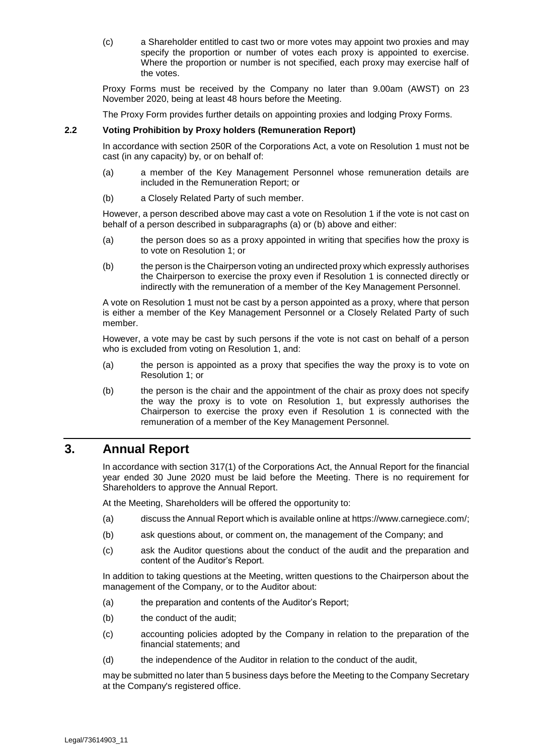(c) a Shareholder entitled to cast two or more votes may appoint two proxies and may specify the proportion or number of votes each proxy is appointed to exercise. Where the proportion or number is not specified, each proxy may exercise half of the votes.

Proxy Forms must be received by the Company no later than 9.00am (AWST) on 23 November 2020, being at least 48 hours before the Meeting.

The Proxy Form provides further details on appointing proxies and lodging Proxy Forms.

### 2.2 Voting Prohibition by Proxy holders (Remuneration Report)

In accordance with section 250R of the Corporations Act, a vote on Resolution 1 must not be cast (in any capacity) by, or on behalf of:

(a) a member of the Key Management Personnel whose remuneration details are included in the Remuneration Report; or

(b) a Closely Related Party of such member.

However, a person described above may cast a vote on Resolution 1 if the vote is not cast on behalf of a person described in subparagraphs (a) or (b) above and either:

(a) the person does so as a proxy appointed in writing that specifies how the proxy is to vote on Resolution 1; or

(b) the person is the Chairperson voting an undirected proxy which expressly authorises the Chairperson to exercise the proxy even if Resolution 1 is connected directly or indirectly with the remuneration of a member of the Key Management Personnel.

A vote on Resolution 1 must not be cast by a person appointed as a proxy, where that person is either a member of the Key Management Personnel or a Closely Related Party of such member.

However, a vote may be cast by such persons if the vote is not cast on behalf of a person who is excluded from voting on Resolution 1, and:

(a) the person is appointed as a proxy that specifies the way the proxy is to vote on Resolution 1; or

(b) the person is the chair and the appointment of the chair as proxy does not specify the way the proxy is to vote on Resolution 1, but expressly authorises the Chairperson to exercise the proxy even if Resolution 1 is connected with the remuneration of a member of the Key Management Personnel.

## 3. Annual Report

In accordance with section 317(1) of the Corporations Act, the Annual Report for the financial year ended 30 June 2020 must be laid before the Meeting. There is no requirement for Shareholders to approve the Annual Report.

At the Meeting, Shareholders will be offered the opportunity to:

(a) discuss the Annual Report which is available online at https://www.carnegiece.com/;

(b) ask questions about, or comment on, the management of the Company; and

(c) ask the Auditor questions about the conduct of the audit and the preparation and content of the Auditor's Report.

In addition to taking questions at the Meeting, written questions to the Chairperson about the management of the Company, or to the Auditor about:

(a) the preparation and contents of the Auditor's Report;

(b) the conduct of the audit;

(c) accounting policies adopted by the Company in relation to the preparation of the financial statements; and

(d) the independence of the Auditor in relation to the conduct of the audit,

may be submitted no later than 5 business days before the Meeting to the Company Secretary at the Company's registered office.

Legal/73614903_11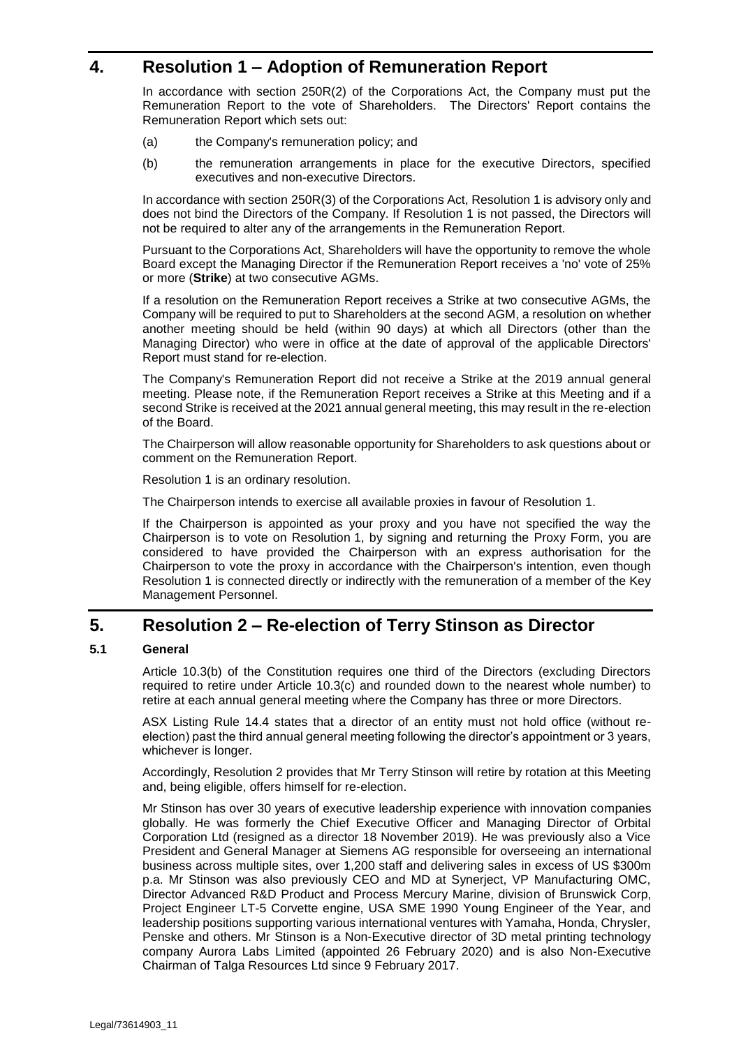# 4. Resolution 1 – Adoption of Remuneration Report

In accordance with section 250R(2) of the Corporations Act, the Company must put the Remuneration Report to the vote of Shareholders. The Directors' Report contains the Remuneration Report which sets out:

(a) the Company's remuneration policy; and

(b) the remuneration arrangements in place for the executive Directors, specified executives and non-executive Directors.

In accordance with section 250R(3) of the Corporations Act, Resolution 1 is advisory only and does not bind the Directors of the Company. If Resolution 1 is not passed, the Directors will not be required to alter any of the arrangements in the Remuneration Report.

Pursuant to the Corporations Act, Shareholders will have the opportunity to remove the whole Board except the Managing Director if the Remuneration Report receives a 'no' vote of 25% or more (**Strike**) at two consecutive AGMs.

If a resolution on the Remuneration Report receives a Strike at two consecutive AGMs, the Company will be required to put to Shareholders at the second AGM, a resolution on whether another meeting should be held (within 90 days) at which all Directors (other than the Managing Director) who were in office at the date of approval of the applicable Directors' Report must stand for re-election.

The Company's Remuneration Report did not receive a Strike at the 2019 annual general meeting. Please note, if the Remuneration Report receives a Strike at this Meeting and if a second Strike is received at the 2021 annual general meeting, this may result in the re-election of the Board.

The Chairperson will allow reasonable opportunity for Shareholders to ask questions about or comment on the Remuneration Report.

Resolution 1 is an ordinary resolution.

The Chairperson intends to exercise all available proxies in favour of Resolution 1.

If the Chairperson is appointed as your proxy and you have not specified the way the Chairperson is to vote on Resolution 1, by signing and returning the Proxy Form, you are considered to have provided the Chairperson with an express authorisation for the Chairperson to vote the proxy in accordance with the Chairperson's intention, even though Resolution 1 is connected directly or indirectly with the remuneration of a member of the Key Management Personnel.

# 5. Resolution 2 – Re-election of Terry Stinson as Director

## 5.1 General

Article 10.3(b) of the Constitution requires one third of the Directors (excluding Directors required to retire under Article 10.3(c) and rounded down to the nearest whole number) to retire at each annual general meeting where the Company has three or more Directors.

ASX Listing Rule 14.4 states that a director of an entity must not hold office (without re-election) past the third annual general meeting following the director's appointment or 3 years, whichever is longer.

Accordingly, Resolution 2 provides that Mr Terry Stinson will retire by rotation at this Meeting and, being eligible, offers himself for re-election.

Mr Stinson has over 30 years of executive leadership experience with innovation companies globally. He was formerly the Chief Executive Officer and Managing Director of Orbital Corporation Ltd (resigned as a director 18 November 2019). He was previously also a Vice President and General Manager at Siemens AG responsible for overseeing an international business across multiple sites, over 1,200 staff and delivering sales in excess of US $300m p.a. Mr Stinson was also previously CEO and MD at Synerject, VP Manufacturing OMC, Director Advanced R&D Product and Process Mercury Marine, division of Brunswick Corp, Project Engineer LT-5 Corvette engine, USA SME 1990 Young Engineer of the Year, and leadership positions supporting various international ventures with Yamaha, Honda, Chrysler, Penske and others. Mr Stinson is a Non-Executive director of 3D metal printing technology company Aurora Labs Limited (appointed 26 February 2020) and is also Non-Executive Chairman of Talga Resources Ltd since 9 February 2017.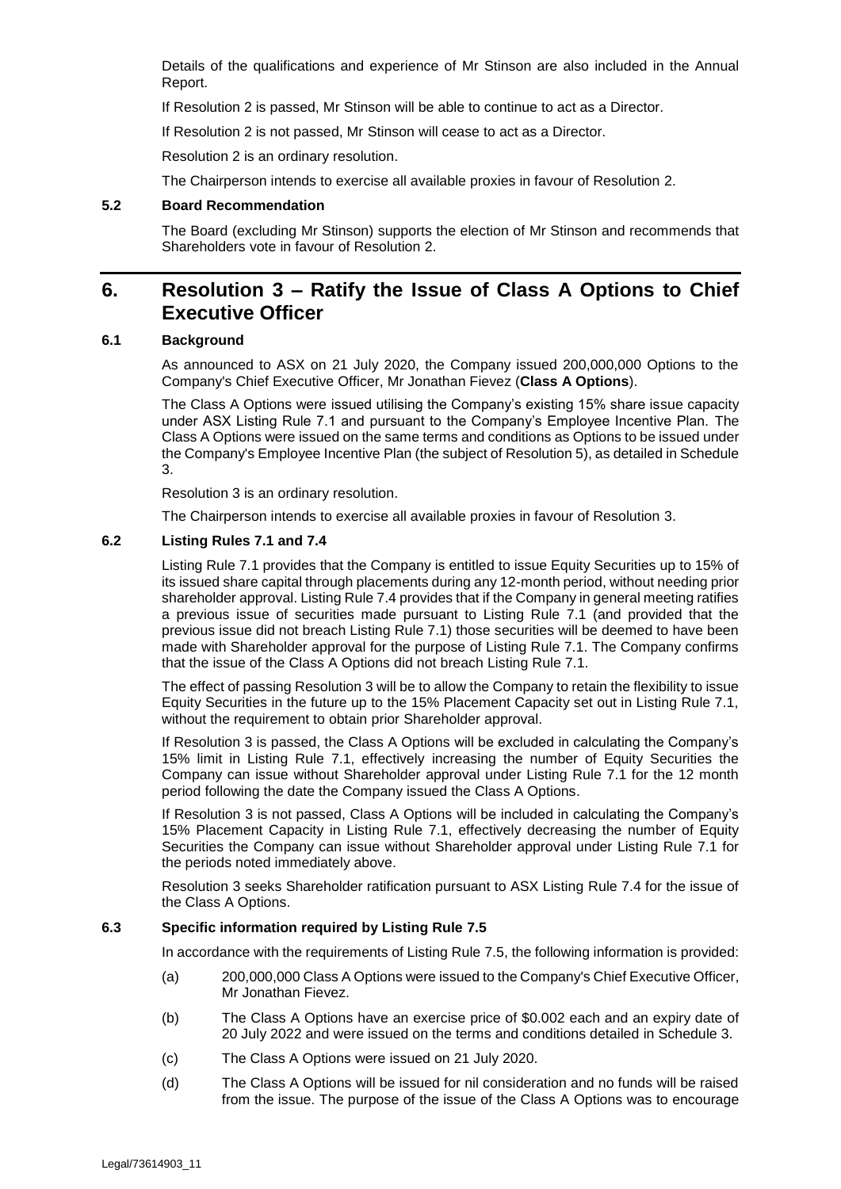Details of the qualifications and experience of Mr Stinson are also included in the Annual Report.

If Resolution 2 is passed, Mr Stinson will be able to continue to act as a Director.

If Resolution 2 is not passed, Mr Stinson will cease to act as a Director.

Resolution 2 is an ordinary resolution.

The Chairperson intends to exercise all available proxies in favour of Resolution 2.

### 5.2 Board Recommendation

The Board (excluding Mr Stinson) supports the election of Mr Stinson and recommends that Shareholders vote in favour of Resolution 2.

## 6. Resolution 3 – Ratify the Issue of Class A Options to Chief Executive Officer

### 6.1 Background

As announced to ASX on 21 July 2020, the Company issued 200,000,000 Options to the Company's Chief Executive Officer, Mr Jonathan Fievez (**Class A Options**).

The Class A Options were issued utilising the Company's existing 15% share issue capacity under ASX Listing Rule 7.1 and pursuant to the Company's Employee Incentive Plan. The Class A Options were issued on the same terms and conditions as Options to be issued under the Company's Employee Incentive Plan (the subject of Resolution 5), as detailed in Schedule 3.

Resolution 3 is an ordinary resolution.

The Chairperson intends to exercise all available proxies in favour of Resolution 3.

### 6.2 Listing Rules 7.1 and 7.4

Listing Rule 7.1 provides that the Company is entitled to issue Equity Securities up to 15% of its issued share capital through placements during any 12-month period, without needing prior shareholder approval. Listing Rule 7.4 provides that if the Company in general meeting ratifies a previous issue of securities made pursuant to Listing Rule 7.1 (and provided that the previous issue did not breach Listing Rule 7.1) those securities will be deemed to have been made with Shareholder approval for the purpose of Listing Rule 7.1. The Company confirms that the issue of the Class A Options did not breach Listing Rule 7.1.

The effect of passing Resolution 3 will be to allow the Company to retain the flexibility to issue Equity Securities in the future up to the 15% Placement Capacity set out in Listing Rule 7.1, without the requirement to obtain prior Shareholder approval.

If Resolution 3 is passed, the Class A Options will be excluded in calculating the Company's 15% limit in Listing Rule 7.1, effectively increasing the number of Equity Securities the Company can issue without Shareholder approval under Listing Rule 7.1 for the 12 month period following the date the Company issued the Class A Options.

If Resolution 3 is not passed, Class A Options will be included in calculating the Company's 15% Placement Capacity in Listing Rule 7.1, effectively decreasing the number of Equity Securities the Company can issue without Shareholder approval under Listing Rule 7.1 for the periods noted immediately above.

Resolution 3 seeks Shareholder ratification pursuant to ASX Listing Rule 7.4 for the issue of the Class A Options.

### 6.3 Specific information required by Listing Rule 7.5

In accordance with the requirements of Listing Rule 7.5, the following information is provided:

(a) 200,000,000 Class A Options were issued to the Company's Chief Executive Officer, Mr Jonathan Fievez.

(b) The Class A Options have an exercise price of \$0.002 each and an expiry date of 20 July 2022 and were issued on the terms and conditions detailed in Schedule 3.

(c) The Class A Options were issued on 21 July 2020.

(d) The Class A Options will be issued for nil consideration and no funds will be raised from the issue. The purpose of the issue of the Class A Options was to encourage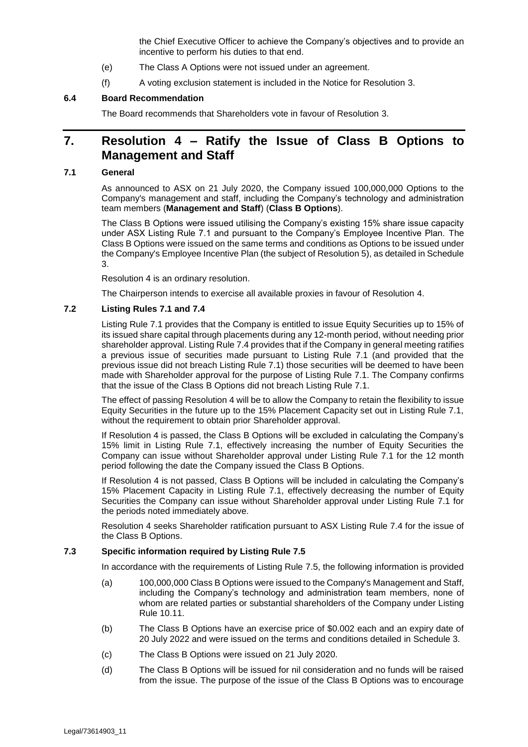the Chief Executive Officer to achieve the Company's objectives and to provide an incentive to perform his duties to that end.

(e) The Class A Options were not issued under an agreement.

(f) A voting exclusion statement is included in the Notice for Resolution 3.

### 6.4 Board Recommendation

The Board recommends that Shareholders vote in favour of Resolution 3.

## 7. Resolution 4 – Ratify the Issue of Class B Options to Management and Staff

### 7.1 General

As announced to ASX on 21 July 2020, the Company issued 100,000,000 Options to the Company's management and staff, including the Company's technology and administration team members (**Management and Staff**) (**Class B Options**).

The Class B Options were issued utilising the Company's existing 15% share issue capacity under ASX Listing Rule 7.1 and pursuant to the Company's Employee Incentive Plan. The Class B Options were issued on the same terms and conditions as Options to be issued under the Company's Employee Incentive Plan (the subject of Resolution 5), as detailed in Schedule 3.

Resolution 4 is an ordinary resolution.

The Chairperson intends to exercise all available proxies in favour of Resolution 4.

### 7.2 Listing Rules 7.1 and 7.4

Listing Rule 7.1 provides that the Company is entitled to issue Equity Securities up to 15% of its issued share capital through placements during any 12-month period, without needing prior shareholder approval. Listing Rule 7.4 provides that if the Company in general meeting ratifies a previous issue of securities made pursuant to Listing Rule 7.1 (and provided that the previous issue did not breach Listing Rule 7.1) those securities will be deemed to have been made with Shareholder approval for the purpose of Listing Rule 7.1. The Company confirms that the issue of the Class B Options did not breach Listing Rule 7.1.

The effect of passing Resolution 4 will be to allow the Company to retain the flexibility to issue Equity Securities in the future up to the 15% Placement Capacity set out in Listing Rule 7.1, without the requirement to obtain prior Shareholder approval.

If Resolution 4 is passed, the Class B Options will be excluded in calculating the Company's 15% limit in Listing Rule 7.1, effectively increasing the number of Equity Securities the Company can issue without Shareholder approval under Listing Rule 7.1 for the 12 month period following the date the Company issued the Class B Options.

If Resolution 4 is not passed, Class B Options will be included in calculating the Company's 15% Placement Capacity in Listing Rule 7.1, effectively decreasing the number of Equity Securities the Company can issue without Shareholder approval under Listing Rule 7.1 for the periods noted immediately above.

Resolution 4 seeks Shareholder ratification pursuant to ASX Listing Rule 7.4 for the issue of the Class B Options.

### 7.3 Specific information required by Listing Rule 7.5

In accordance with the requirements of Listing Rule 7.5, the following information is provided

(a) 100,000,000 Class B Options were issued to the Company's Management and Staff, including the Company's technology and administration team members, none of whom are related parties or substantial shareholders of the Company under Listing Rule 10.11.

(b) The Class B Options have an exercise price of $0.002 each and an expiry date of 20 July 2022 and were issued on the terms and conditions detailed in Schedule 3.

(c) The Class B Options were issued on 21 July 2020.

(d) The Class B Options will be issued for nil consideration and no funds will be raised from the issue. The purpose of the issue of the Class B Options was to encourage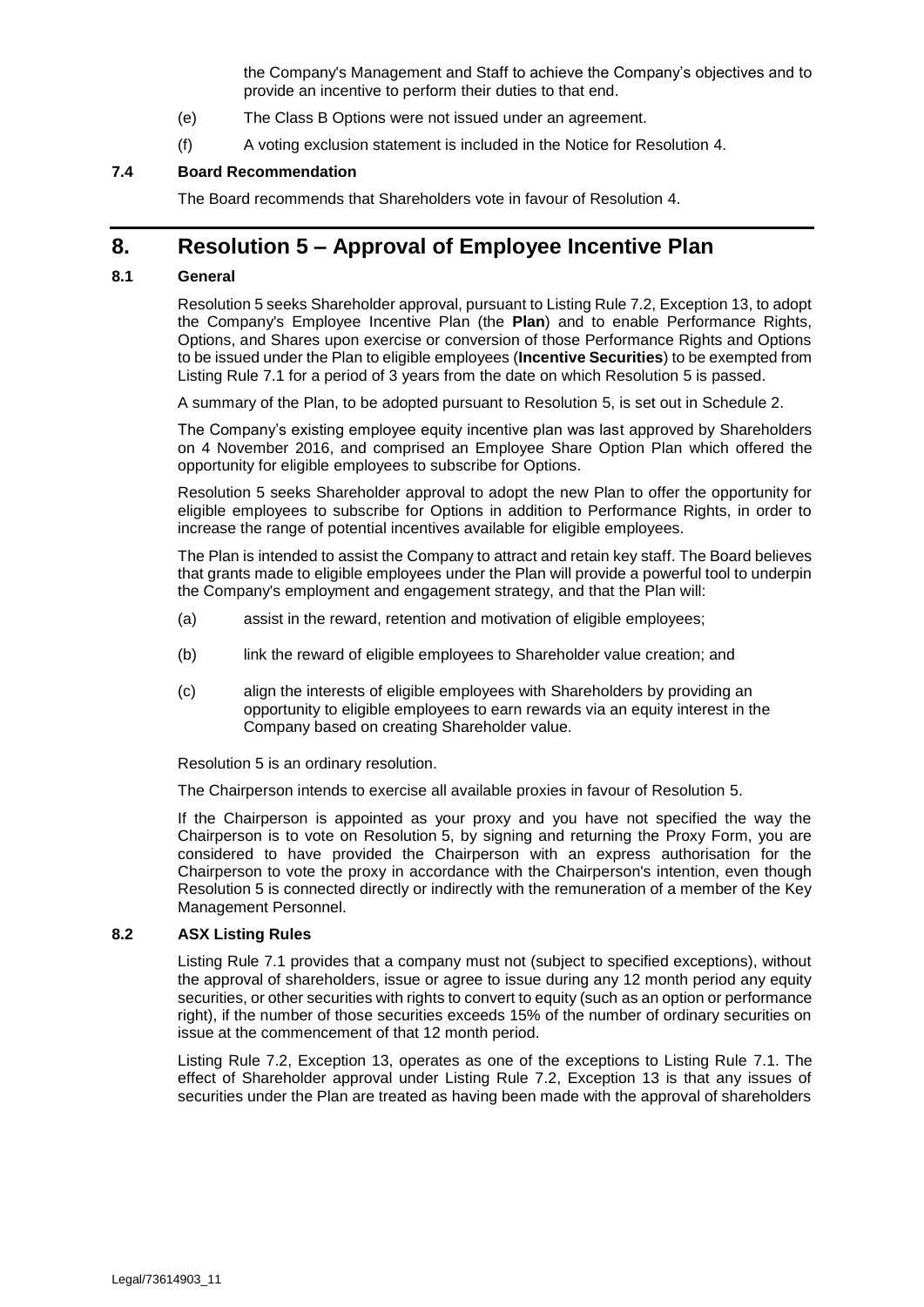the Company's Management and Staff to achieve the Company's objectives and to provide an incentive to perform their duties to that end.

(e) The Class B Options were not issued under an agreement.

(f) A voting exclusion statement is included in the Notice for Resolution 4.

### 7.4 Board Recommendation

The Board recommends that Shareholders vote in favour of Resolution 4.

## 8. Resolution 5 – Approval of Employee Incentive Plan

### 8.1 General

Resolution 5 seeks Shareholder approval, pursuant to Listing Rule 7.2, Exception 13, to adopt the Company's Employee Incentive Plan (the **Plan**) and to enable Performance Rights, Options, and Shares upon exercise or conversion of those Performance Rights and Options to be issued under the Plan to eligible employees (**Incentive Securities**) to be exempted from Listing Rule 7.1 for a period of 3 years from the date on which Resolution 5 is passed.

A summary of the Plan, to be adopted pursuant to Resolution 5, is set out in Schedule 2.

The Company's existing employee equity incentive plan was last approved by Shareholders on 4 November 2016, and comprised an Employee Share Option Plan which offered the opportunity for eligible employees to subscribe for Options.

Resolution 5 seeks Shareholder approval to adopt the new Plan to offer the opportunity for eligible employees to subscribe for Options in addition to Performance Rights, in order to increase the range of potential incentives available for eligible employees.

The Plan is intended to assist the Company to attract and retain key staff. The Board believes that grants made to eligible employees under the Plan will provide a powerful tool to underpin the Company's employment and engagement strategy, and that the Plan will:

(a) assist in the reward, retention and motivation of eligible employees;

(b) link the reward of eligible employees to Shareholder value creation; and

(c) align the interests of eligible employees with Shareholders by providing an opportunity to eligible employees to earn rewards via an equity interest in the Company based on creating Shareholder value.

Resolution 5 is an ordinary resolution.

The Chairperson intends to exercise all available proxies in favour of Resolution 5.

If the Chairperson is appointed as your proxy and you have not specified the way the Chairperson is to vote on Resolution 5, by signing and returning the Proxy Form, you are considered to have provided the Chairperson with an express authorisation for the Chairperson to vote the proxy in accordance with the Chairperson's intention, even though Resolution 5 is connected directly or indirectly with the remuneration of a member of the Key Management Personnel.

### 8.2 ASX Listing Rules

Listing Rule 7.1 provides that a company must not (subject to specified exceptions), without the approval of shareholders, issue or agree to issue during any 12 month period any equity securities, or other securities with rights to convert to equity (such as an option or performance right), if the number of those securities exceeds 15% of the number of ordinary securities on issue at the commencement of that 12 month period.

Listing Rule 7.2, Exception 13, operates as one of the exceptions to Listing Rule 7.1. The effect of Shareholder approval under Listing Rule 7.2, Exception 13 is that any issues of securities under the Plan are treated as having been made with the approval of shareholders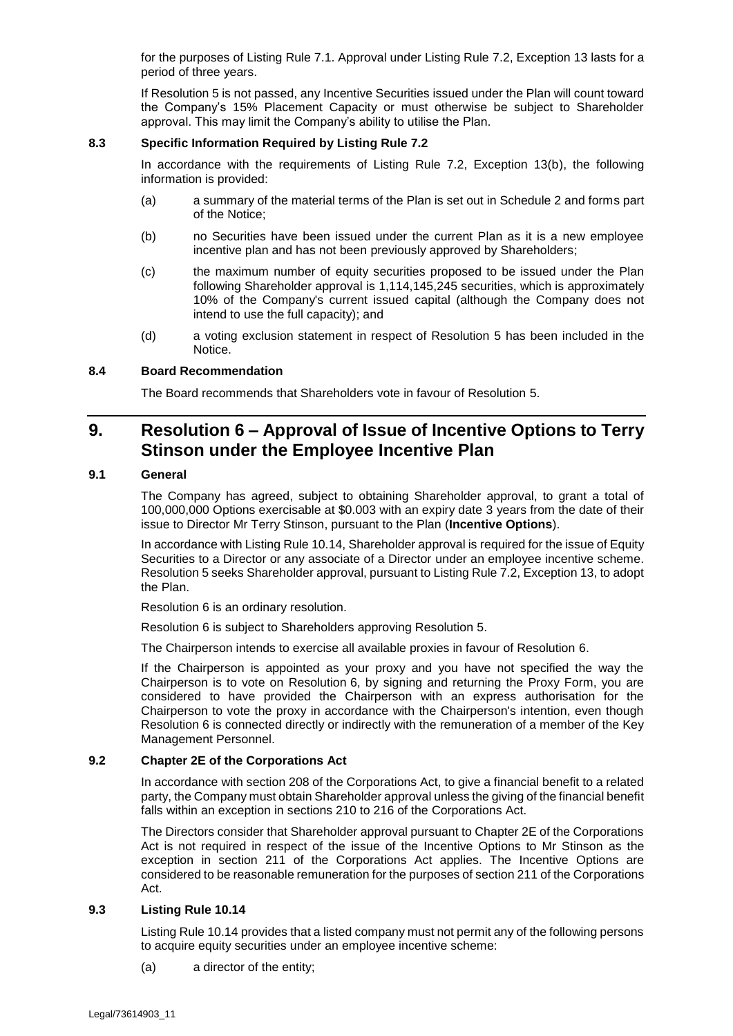for the purposes of Listing Rule 7.1. Approval under Listing Rule 7.2, Exception 13 lasts for a period of three years.

If Resolution 5 is not passed, any Incentive Securities issued under the Plan will count toward the Company's 15% Placement Capacity or must otherwise be subject to Shareholder approval. This may limit the Company's ability to utilise the Plan.

### 8.3 Specific Information Required by Listing Rule 7.2

In accordance with the requirements of Listing Rule 7.2, Exception 13(b), the following information is provided:

(a) a summary of the material terms of the Plan is set out in Schedule 2 and forms part of the Notice;

(b) no Securities have been issued under the current Plan as it is a new employee incentive plan and has not been previously approved by Shareholders;

(c) the maximum number of equity securities proposed to be issued under the Plan following Shareholder approval is 1,114,145,245 securities, which is approximately 10% of the Company's current issued capital (although the Company does not intend to use the full capacity); and

(d) a voting exclusion statement in respect of Resolution 5 has been included in the Notice.

### 8.4 Board Recommendation

The Board recommends that Shareholders vote in favour of Resolution 5.

## 9. Resolution 6 – Approval of Issue of Incentive Options to Terry Stinson under the Employee Incentive Plan

### 9.1 General

The Company has agreed, subject to obtaining Shareholder approval, to grant a total of 100,000,000 Options exercisable at $0.003 with an expiry date 3 years from the date of their issue to Director Mr Terry Stinson, pursuant to the Plan (**Incentive Options**).

In accordance with Listing Rule 10.14, Shareholder approval is required for the issue of Equity Securities to a Director or any associate of a Director under an employee incentive scheme. Resolution 5 seeks Shareholder approval, pursuant to Listing Rule 7.2, Exception 13, to adopt the Plan.

Resolution 6 is an ordinary resolution.

Resolution 6 is subject to Shareholders approving Resolution 5.

The Chairperson intends to exercise all available proxies in favour of Resolution 6.

If the Chairperson is appointed as your proxy and you have not specified the way the Chairperson is to vote on Resolution 6, by signing and returning the Proxy Form, you are considered to have provided the Chairperson with an express authorisation for the Chairperson to vote the proxy in accordance with the Chairperson's intention, even though Resolution 6 is connected directly or indirectly with the remuneration of a member of the Key Management Personnel.

### 9.2 Chapter 2E of the Corporations Act

In accordance with section 208 of the Corporations Act, to give a financial benefit to a related party, the Company must obtain Shareholder approval unless the giving of the financial benefit falls within an exception in sections 210 to 216 of the Corporations Act.

The Directors consider that Shareholder approval pursuant to Chapter 2E of the Corporations Act is not required in respect of the issue of the Incentive Options to Mr Stinson as the exception in section 211 of the Corporations Act applies. The Incentive Options are considered to be reasonable remuneration for the purposes of section 211 of the Corporations Act.

### 9.3 Listing Rule 10.14

Listing Rule 10.14 provides that a listed company must not permit any of the following persons to acquire equity securities under an employee incentive scheme:

(a) a director of the entity;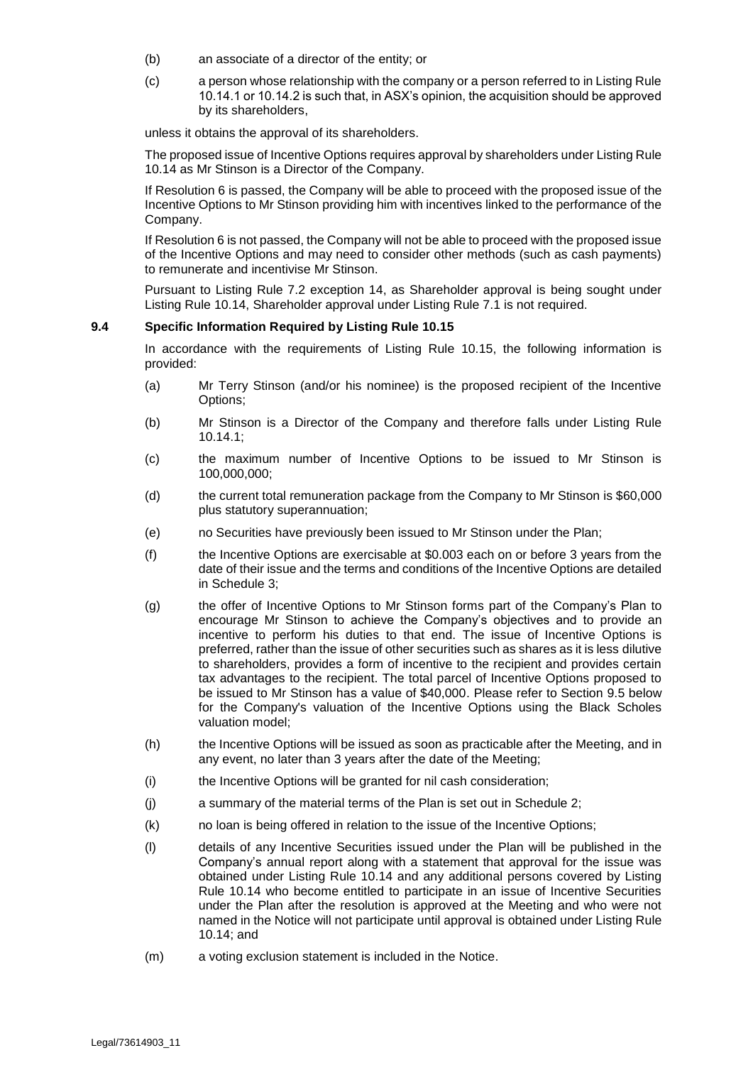(b) an associate of a director of the entity; or

(c) a person whose relationship with the company or a person referred to in Listing Rule 10.14.1 or 10.14.2 is such that, in ASX's opinion, the acquisition should be approved by its shareholders,

unless it obtains the approval of its shareholders.

The proposed issue of Incentive Options requires approval by shareholders under Listing Rule 10.14 as Mr Stinson is a Director of the Company.

If Resolution 6 is passed, the Company will be able to proceed with the proposed issue of the Incentive Options to Mr Stinson providing him with incentives linked to the performance of the Company.

If Resolution 6 is not passed, the Company will not be able to proceed with the proposed issue of the Incentive Options and may need to consider other methods (such as cash payments) to remunerate and incentivise Mr Stinson.

Pursuant to Listing Rule 7.2 exception 14, as Shareholder approval is being sought under Listing Rule 10.14, Shareholder approval under Listing Rule 7.1 is not required.

### 9.4 Specific Information Required by Listing Rule 10.15

In accordance with the requirements of Listing Rule 10.15, the following information is provided:

(a) Mr Terry Stinson (and/or his nominee) is the proposed recipient of the Incentive Options;

(b) Mr Stinson is a Director of the Company and therefore falls under Listing Rule 10.14.1;

(c) the maximum number of Incentive Options to be issued to Mr Stinson is 100,000,000;

(d) the current total remuneration package from the Company to Mr Stinson is $60,000 plus statutory superannuation;

(e) no Securities have previously been issued to Mr Stinson under the Plan;

(f) the Incentive Options are exercisable at $0.003 each on or before 3 years from the date of their issue and the terms and conditions of the Incentive Options are detailed in Schedule 3;

(g) the offer of Incentive Options to Mr Stinson forms part of the Company's Plan to encourage Mr Stinson to achieve the Company's objectives and to provide an incentive to perform his duties to that end. The issue of Incentive Options is preferred, rather than the issue of other securities such as shares as it is less dilutive to shareholders, provides a form of incentive to the recipient and provides certain tax advantages to the recipient. The total parcel of Incentive Options proposed to be issued to Mr Stinson has a value of $40,000. Please refer to Section 9.5 below for the Company's valuation of the Incentive Options using the Black Scholes valuation model;

(h) the Incentive Options will be issued as soon as practicable after the Meeting, and in any event, no later than 3 years after the date of the Meeting;

(i) the Incentive Options will be granted for nil cash consideration;

(j) a summary of the material terms of the Plan is set out in Schedule 2;

(k) no loan is being offered in relation to the issue of the Incentive Options;

(l) details of any Incentive Securities issued under the Plan will be published in the Company's annual report along with a statement that approval for the issue was obtained under Listing Rule 10.14 and any additional persons covered by Listing Rule 10.14 who become entitled to participate in an issue of Incentive Securities under the Plan after the resolution is approved at the Meeting and who were not named in the Notice will not participate until approval is obtained under Listing Rule 10.14; and

(m) a voting exclusion statement is included in the Notice.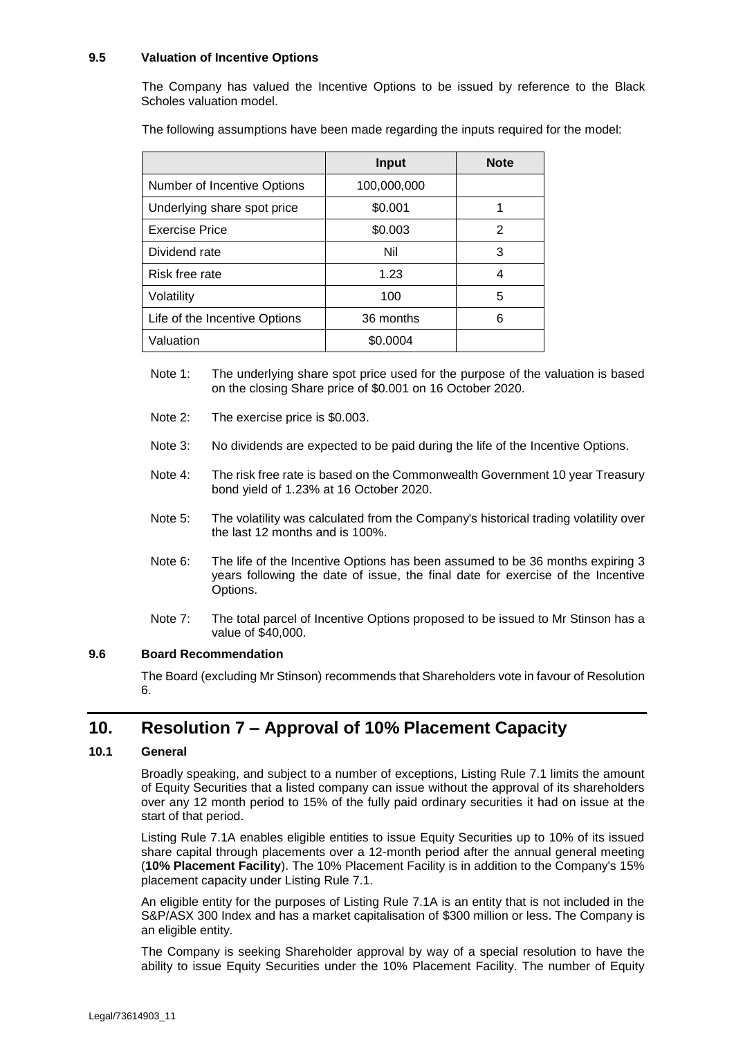### 9.5 Valuation of Incentive Options

The Company has valued the Incentive Options to be issued by reference to the Black Scholes valuation model.

The following assumptions have been made regarding the inputs required for the model:

| | Input | Note |
|---|---|---|
| Number of Incentive Options | 100,000,000 | |
| Underlying share spot price | $0.001 | 1 |
| Exercise Price | $0.003 | 2 |
| Dividend rate | Nil | 3 |
| Risk free rate | 1.23 | 4 |
| Volatility | 100 | 5 |
| Life of the Incentive Options | 36 months | 6 |
| Valuation | $0.0004 | |

Note 1: The underlying share spot price used for the purpose of the valuation is based on the closing Share price of $0.001 on 16 October 2020.

Note 2: The exercise price is $0.003.

Note 3: No dividends are expected to be paid during the life of the Incentive Options.

Note 4: The risk free rate is based on the Commonwealth Government 10 year Treasury bond yield of 1.23% at 16 October 2020.

Note 5: The volatility was calculated from the Company's historical trading volatility over the last 12 months and is 100%.

Note 6: The life of the Incentive Options has been assumed to be 36 months expiring 3 years following the date of issue, the final date for exercise of the Incentive Options.

Note 7: The total parcel of Incentive Options proposed to be issued to Mr Stinson has a value of $40,000.

### 9.6 Board Recommendation

The Board (excluding Mr Stinson) recommends that Shareholders vote in favour of Resolution 6.

## 10. Resolution 7 – Approval of 10% Placement Capacity

### 10.1 General

Broadly speaking, and subject to a number of exceptions, Listing Rule 7.1 limits the amount of Equity Securities that a listed company can issue without the approval of its shareholders over any 12 month period to 15% of the fully paid ordinary securities it had on issue at the start of that period.

Listing Rule 7.1A enables eligible entities to issue Equity Securities up to 10% of its issued share capital through placements over a 12-month period after the annual general meeting (**10% Placement Facility**). The 10% Placement Facility is in addition to the Company's 15% placement capacity under Listing Rule 7.1.

An eligible entity for the purposes of Listing Rule 7.1A is an entity that is not included in the S&P/ASX 300 Index and has a market capitalisation of $300 million or less. The Company is an eligible entity.

The Company is seeking Shareholder approval by way of a special resolution to have the ability to issue Equity Securities under the 10% Placement Facility. The number of Equity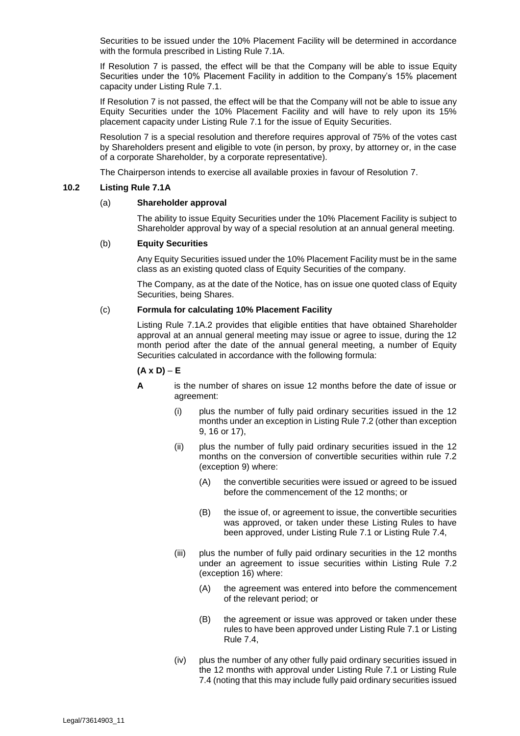Securities to be issued under the 10% Placement Facility will be determined in accordance with the formula prescribed in Listing Rule 7.1A.

If Resolution 7 is passed, the effect will be that the Company will be able to issue Equity Securities under the 10% Placement Facility in addition to the Company's 15% placement capacity under Listing Rule 7.1.

If Resolution 7 is not passed, the effect will be that the Company will not be able to issue any Equity Securities under the 10% Placement Facility and will have to rely upon its 15% placement capacity under Listing Rule 7.1 for the issue of Equity Securities.

Resolution 7 is a special resolution and therefore requires approval of 75% of the votes cast by Shareholders present and eligible to vote (in person, by proxy, by attorney or, in the case of a corporate Shareholder, by a corporate representative).

The Chairperson intends to exercise all available proxies in favour of Resolution 7.

### 10.2 Listing Rule 7.1A

(a) **Shareholder approval**

The ability to issue Equity Securities under the 10% Placement Facility is subject to Shareholder approval by way of a special resolution at an annual general meeting.

(b) **Equity Securities**

Any Equity Securities issued under the 10% Placement Facility must be in the same class as an existing quoted class of Equity Securities of the company.

The Company, as at the date of the Notice, has on issue one quoted class of Equity Securities, being Shares.

(c) **Formula for calculating 10% Placement Facility**

Listing Rule 7.1A.2 provides that eligible entities that have obtained Shareholder approval at an annual general meeting may issue or agree to issue, during the 12 month period after the date of the annual general meeting, a number of Equity Securities calculated in accordance with the following formula:

**(A x D) – E**

**A** is the number of shares on issue 12 months before the date of issue or agreement:

(i) plus the number of fully paid ordinary securities issued in the 12 months under an exception in Listing Rule 7.2 (other than exception 9, 16 or 17),

(ii) plus the number of fully paid ordinary securities issued in the 12 months on the conversion of convertible securities within rule 7.2 (exception 9) where:

(A) the convertible securities were issued or agreed to be issued before the commencement of the 12 months; or

(B) the issue of, or agreement to issue, the convertible securities was approved, or taken under these Listing Rules to have been approved, under Listing Rule 7.1 or Listing Rule 7.4,

(iii) plus the number of fully paid ordinary securities in the 12 months under an agreement to issue securities within Listing Rule 7.2 (exception 16) where:

(A) the agreement was entered into before the commencement of the relevant period; or

(B) the agreement or issue was approved or taken under these rules to have been approved under Listing Rule 7.1 or Listing Rule 7.4,

(iv) plus the number of any other fully paid ordinary securities issued in the 12 months with approval under Listing Rule 7.1 or Listing Rule 7.4 (noting that this may include fully paid ordinary securities issued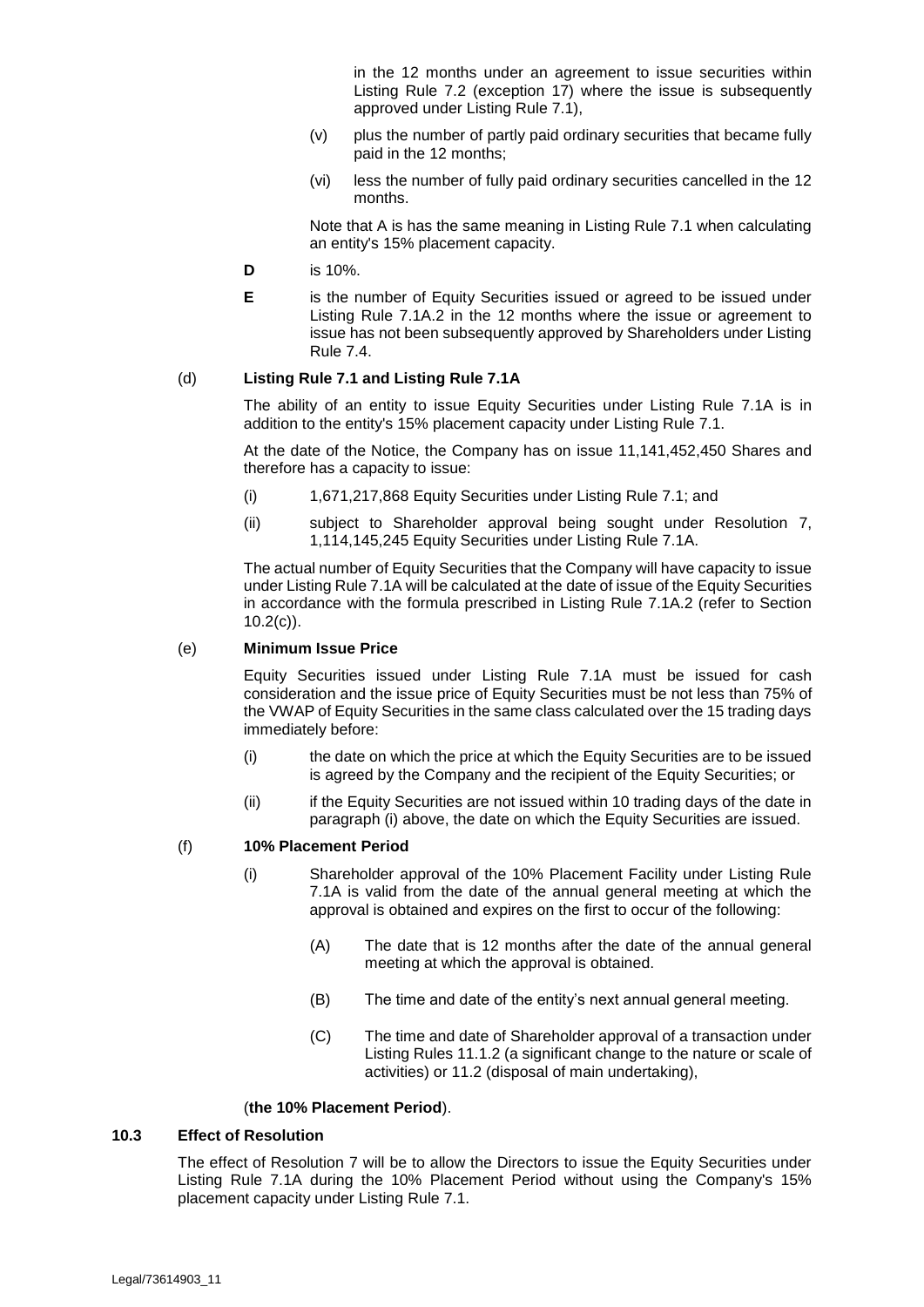in the 12 months under an agreement to issue securities within Listing Rule 7.2 (exception 17) where the issue is subsequently approved under Listing Rule 7.1),

(v) plus the number of partly paid ordinary securities that became fully paid in the 12 months;

(vi) less the number of fully paid ordinary securities cancelled in the 12 months.

Note that A is has the same meaning in Listing Rule 7.1 when calculating an entity's 15% placement capacity.

**D** is 10%.

**E** is the number of Equity Securities issued or agreed to be issued under Listing Rule 7.1A.2 in the 12 months where the issue or agreement to issue has not been subsequently approved by Shareholders under Listing Rule 7.4.

(d) **Listing Rule 7.1 and Listing Rule 7.1A**

The ability of an entity to issue Equity Securities under Listing Rule 7.1A is in addition to the entity's 15% placement capacity under Listing Rule 7.1.

At the date of the Notice, the Company has on issue 11,141,452,450 Shares and therefore has a capacity to issue:

(i) 1,671,217,868 Equity Securities under Listing Rule 7.1; and

(ii) subject to Shareholder approval being sought under Resolution 7, 1,114,145,245 Equity Securities under Listing Rule 7.1A.

The actual number of Equity Securities that the Company will have capacity to issue under Listing Rule 7.1A will be calculated at the date of issue of the Equity Securities in accordance with the formula prescribed in Listing Rule 7.1A.2 (refer to Section 10.2(c)).

(e) **Minimum Issue Price**

Equity Securities issued under Listing Rule 7.1A must be issued for cash consideration and the issue price of Equity Securities must be not less than 75% of the VWAP of Equity Securities in the same class calculated over the 15 trading days immediately before:

(i) the date on which the price at which the Equity Securities are to be issued is agreed by the Company and the recipient of the Equity Securities; or

(ii) if the Equity Securities are not issued within 10 trading days of the date in paragraph (i) above, the date on which the Equity Securities are issued.

(f) **10% Placement Period**

(i) Shareholder approval of the 10% Placement Facility under Listing Rule 7.1A is valid from the date of the annual general meeting at which the approval is obtained and expires on the first to occur of the following:

(A) The date that is 12 months after the date of the annual general meeting at which the approval is obtained.

(B) The time and date of the entity's next annual general meeting.

(C) The time and date of Shareholder approval of a transaction under Listing Rules 11.1.2 (a significant change to the nature or scale of activities) or 11.2 (disposal of main undertaking),

(**the 10% Placement Period**).

## 10.3 Effect of Resolution

The effect of Resolution 7 will be to allow the Directors to issue the Equity Securities under Listing Rule 7.1A during the 10% Placement Period without using the Company's 15% placement capacity under Listing Rule 7.1.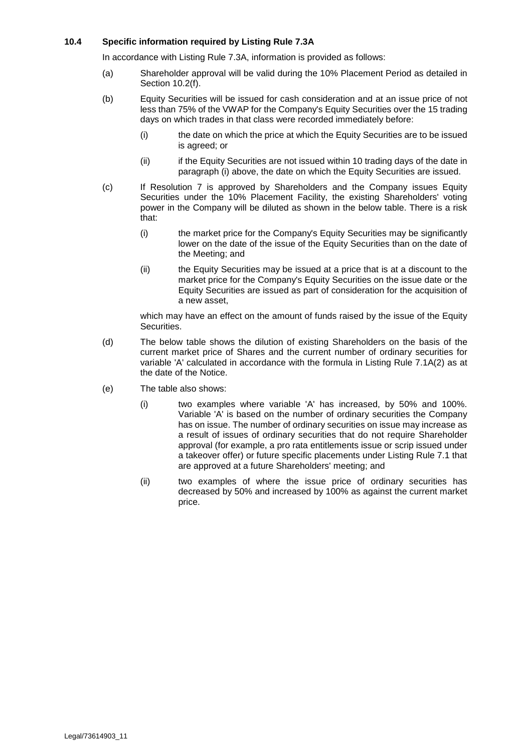### 10.4 Specific information required by Listing Rule 7.3A

In accordance with Listing Rule 7.3A, information is provided as follows:

(a) Shareholder approval will be valid during the 10% Placement Period as detailed in Section 10.2(f).

(b) Equity Securities will be issued for cash consideration and at an issue price of not less than 75% of the VWAP for the Company's Equity Securities over the 15 trading days on which trades in that class were recorded immediately before:

  (i) the date on which the price at which the Equity Securities are to be issued is agreed; or

  (ii) if the Equity Securities are not issued within 10 trading days of the date in paragraph (i) above, the date on which the Equity Securities are issued.

(c) If Resolution 7 is approved by Shareholders and the Company issues Equity Securities under the 10% Placement Facility, the existing Shareholders' voting power in the Company will be diluted as shown in the below table. There is a risk that:

  (i) the market price for the Company's Equity Securities may be significantly lower on the date of the issue of the Equity Securities than on the date of the Meeting; and

  (ii) the Equity Securities may be issued at a price that is at a discount to the market price for the Company's Equity Securities on the issue date or the Equity Securities are issued as part of consideration for the acquisition of a new asset,

  which may have an effect on the amount of funds raised by the issue of the Equity Securities.

(d) The below table shows the dilution of existing Shareholders on the basis of the current market price of Shares and the current number of ordinary securities for variable 'A' calculated in accordance with the formula in Listing Rule 7.1A(2) as at the date of the Notice.

(e) The table also shows:

  (i) two examples where variable 'A' has increased, by 50% and 100%. Variable 'A' is based on the number of ordinary securities the Company has on issue. The number of ordinary securities on issue may increase as a result of issues of ordinary securities that do not require Shareholder approval (for example, a pro rata entitlements issue or scrip issued under a takeover offer) or future specific placements under Listing Rule 7.1 that are approved at a future Shareholders' meeting; and

  (ii) two examples of where the issue price of ordinary securities has decreased by 50% and increased by 100% as against the current market price.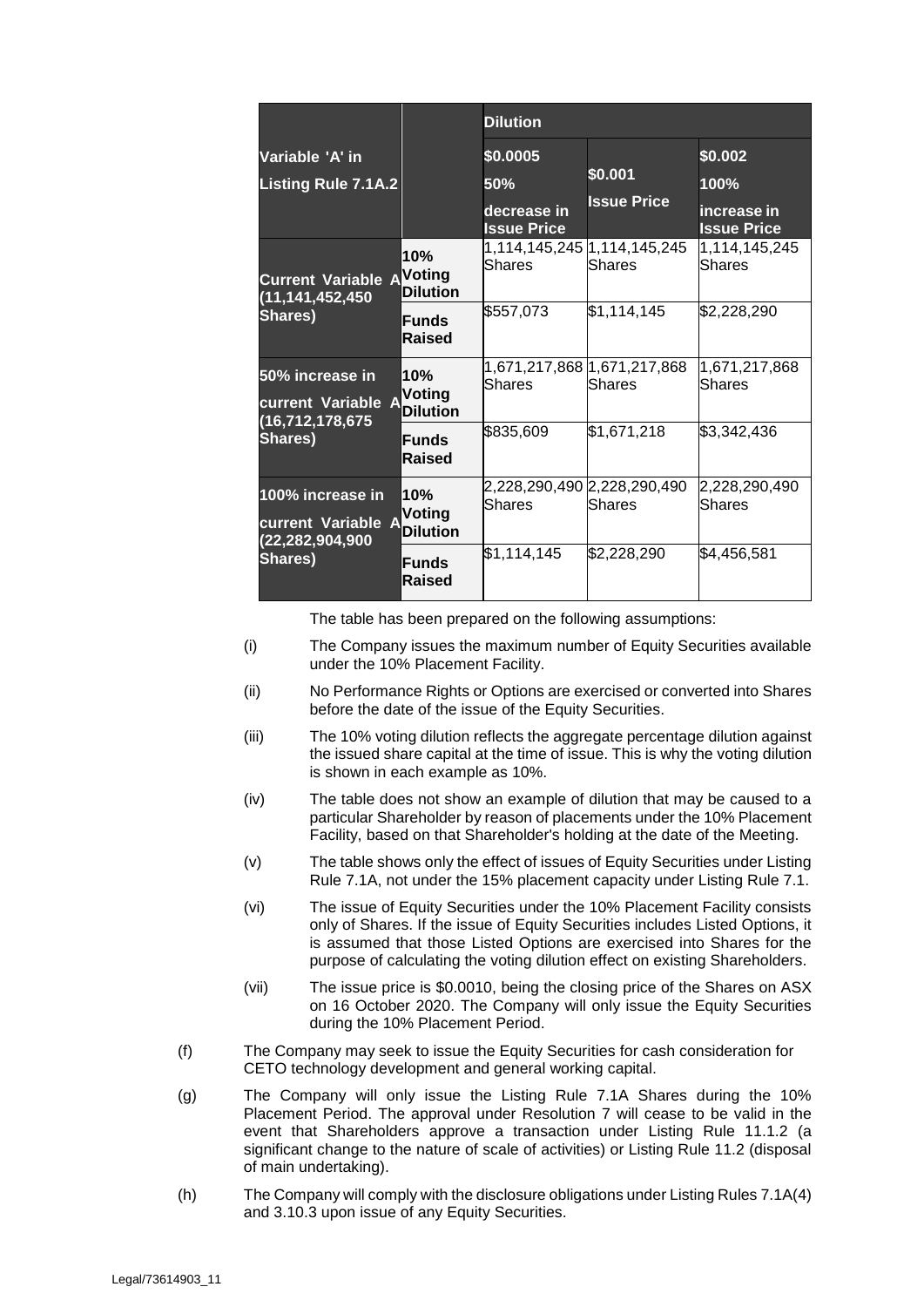| Variable 'A' in Listing Rule 7.1A.2 | | Dilution | | |
|---|---|---|---|---|
| | | $0.0005<br>50%<br>decrease in Issue Price | $0.001<br>Issue Price | $0.002<br>100%<br>increase in Issue Price |
| Current Variable A (11,141,452,450 Shares) | 10% Voting Dilution | 1,114,145,245 Shares | 1,114,145,245 Shares | 1,114,145,245 Shares |
| | Funds Raised | $557,073 | $1,114,145 | $2,228,290 |
| 50% increase in current Variable A (16,712,178,675 Shares) | 10% Voting Dilution | 1,671,217,868 Shares | 1,671,217,868 Shares | 1,671,217,868 Shares |
| | Funds Raised | $835,609 | $1,671,218 | $3,342,436 |
| 100% increase in current Variable A (22,282,904,900 Shares) | 10% Voting Dilution | 2,228,290,490 Shares | 2,228,290,490 Shares | 2,228,290,490 Shares |
| | Funds Raised | $1,114,145 | $2,228,290 | $4,456,581 |

The table has been prepared on the following assumptions:

(i) The Company issues the maximum number of Equity Securities available under the 10% Placement Facility.

(ii) No Performance Rights or Options are exercised or converted into Shares before the date of the issue of the Equity Securities.

(iii) The 10% voting dilution reflects the aggregate percentage dilution against the issued share capital at the time of issue. This is why the voting dilution is shown in each example as 10%.

(iv) The table does not show an example of dilution that may be caused to a particular Shareholder by reason of placements under the 10% Placement Facility, based on that Shareholder's holding at the date of the Meeting.

(v) The table shows only the effect of issues of Equity Securities under Listing Rule 7.1A, not under the 15% placement capacity under Listing Rule 7.1.

(vi) The issue of Equity Securities under the 10% Placement Facility consists only of Shares. If the issue of Equity Securities includes Listed Options, it is assumed that those Listed Options are exercised into Shares for the purpose of calculating the voting dilution effect on existing Shareholders.

(vii) The issue price is $0.0010, being the closing price of the Shares on ASX on 16 October 2020. The Company will only issue the Equity Securities during the 10% Placement Period.

(f) The Company may seek to issue the Equity Securities for cash consideration for CETO technology development and general working capital.

(g) The Company will only issue the Listing Rule 7.1A Shares during the 10% Placement Period. The approval under Resolution 7 will cease to be valid in the event that Shareholders approve a transaction under Listing Rule 11.1.2 (a significant change to the nature of scale of activities) or Listing Rule 11.2 (disposal of main undertaking).

(h) The Company will comply with the disclosure obligations under Listing Rules 7.1A(4) and 3.10.3 upon issue of any Equity Securities.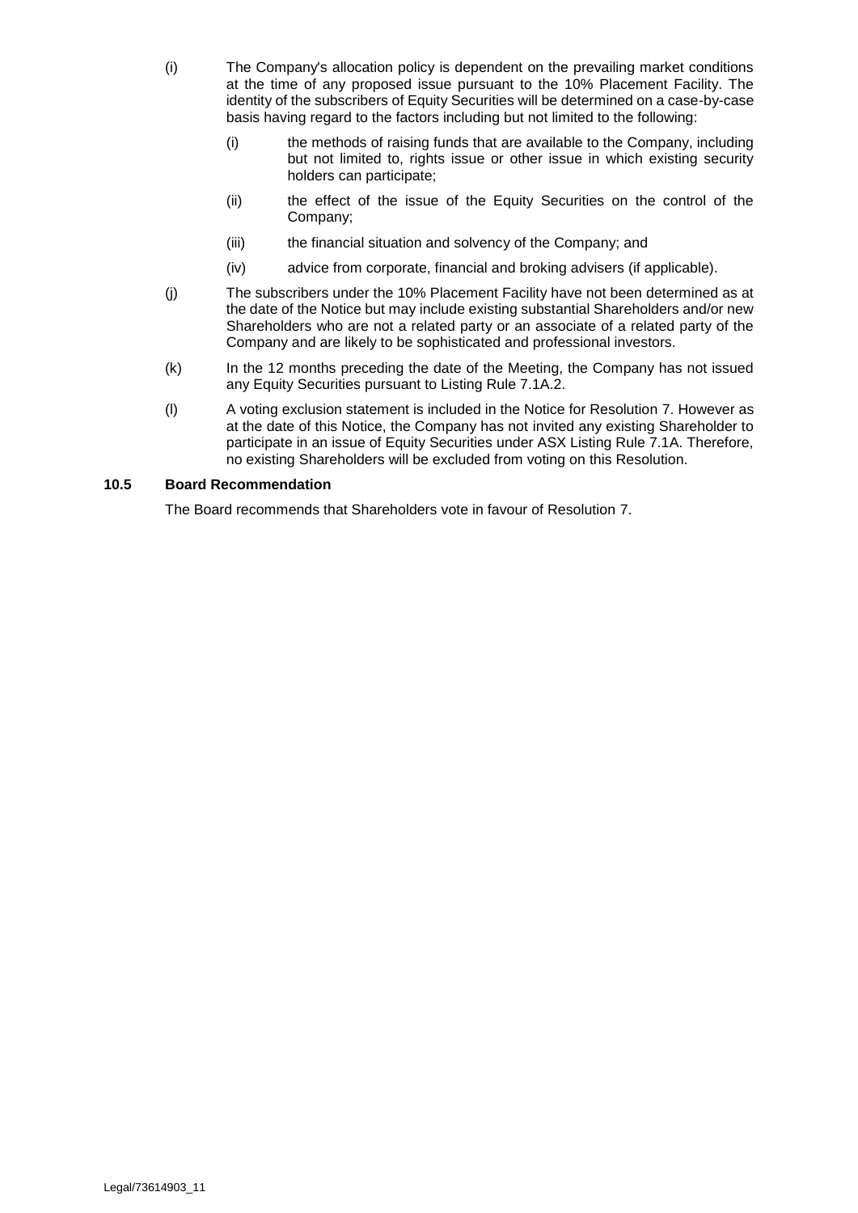(i) The Company's allocation policy is dependent on the prevailing market conditions at the time of any proposed issue pursuant to the 10% Placement Facility. The identity of the subscribers of Equity Securities will be determined on a case-by-case basis having regard to the factors including but not limited to the following:

   (i) the methods of raising funds that are available to the Company, including but not limited to, rights issue or other issue in which existing security holders can participate;

   (ii) the effect of the issue of the Equity Securities on the control of the Company;

   (iii) the financial situation and solvency of the Company; and

   (iv) advice from corporate, financial and broking advisers (if applicable).

(j) The subscribers under the 10% Placement Facility have not been determined as at the date of the Notice but may include existing substantial Shareholders and/or new Shareholders who are not a related party or an associate of a related party of the Company and are likely to be sophisticated and professional investors.

(k) In the 12 months preceding the date of the Meeting, the Company has not issued any Equity Securities pursuant to Listing Rule 7.1A.2.

(l) A voting exclusion statement is included in the Notice for Resolution 7. However as at the date of this Notice, the Company has not invited any existing Shareholder to participate in an issue of Equity Securities under ASX Listing Rule 7.1A. Therefore, no existing Shareholders will be excluded from voting on this Resolution.

### 10.5 Board Recommendation

The Board recommends that Shareholders vote in favour of Resolution 7.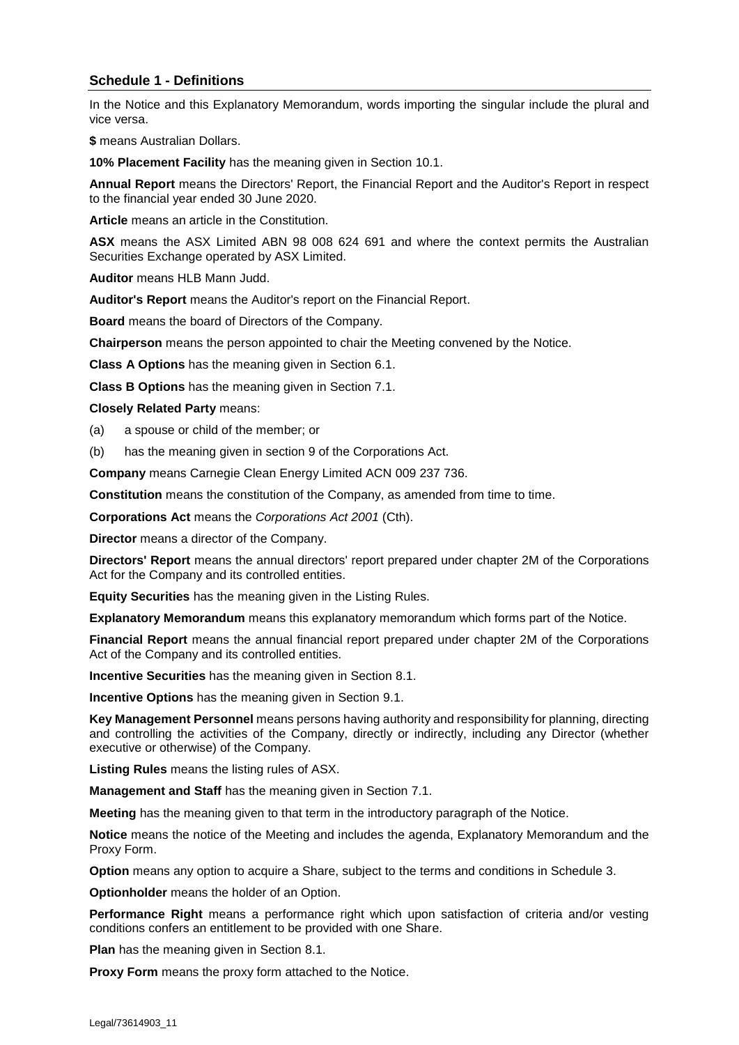## Schedule 1 - Definitions

In the Notice and this Explanatory Memorandum, words importing the singular include the plural and vice versa.

**$** means Australian Dollars.

**10% Placement Facility** has the meaning given in Section 10.1.

**Annual Report** means the Directors' Report, the Financial Report and the Auditor's Report in respect to the financial year ended 30 June 2020.

**Article** means an article in the Constitution.

**ASX** means the ASX Limited ABN 98 008 624 691 and where the context permits the Australian Securities Exchange operated by ASX Limited.

**Auditor** means HLB Mann Judd.

**Auditor's Report** means the Auditor's report on the Financial Report.

**Board** means the board of Directors of the Company.

**Chairperson** means the person appointed to chair the Meeting convened by the Notice.

**Class A Options** has the meaning given in Section 6.1.

**Class B Options** has the meaning given in Section 7.1.

**Closely Related Party** means:

(a) a spouse or child of the member; or

(b) has the meaning given in section 9 of the Corporations Act.

**Company** means Carnegie Clean Energy Limited ACN 009 237 736.

**Constitution** means the constitution of the Company, as amended from time to time.

**Corporations Act** means the *Corporations Act 2001* (Cth).

**Director** means a director of the Company.

**Directors' Report** means the annual directors' report prepared under chapter 2M of the Corporations Act for the Company and its controlled entities.

**Equity Securities** has the meaning given in the Listing Rules.

**Explanatory Memorandum** means this explanatory memorandum which forms part of the Notice.

**Financial Report** means the annual financial report prepared under chapter 2M of the Corporations Act of the Company and its controlled entities.

**Incentive Securities** has the meaning given in Section 8.1.

**Incentive Options** has the meaning given in Section 9.1.

**Key Management Personnel** means persons having authority and responsibility for planning, directing and controlling the activities of the Company, directly or indirectly, including any Director (whether executive or otherwise) of the Company.

**Listing Rules** means the listing rules of ASX.

**Management and Staff** has the meaning given in Section 7.1.

**Meeting** has the meaning given to that term in the introductory paragraph of the Notice.

**Notice** means the notice of the Meeting and includes the agenda, Explanatory Memorandum and the Proxy Form.

**Option** means any option to acquire a Share, subject to the terms and conditions in Schedule 3.

**Optionholder** means the holder of an Option.

**Performance Right** means a performance right which upon satisfaction of criteria and/or vesting conditions confers an entitlement to be provided with one Share.

**Plan** has the meaning given in Section 8.1.

**Proxy Form** means the proxy form attached to the Notice.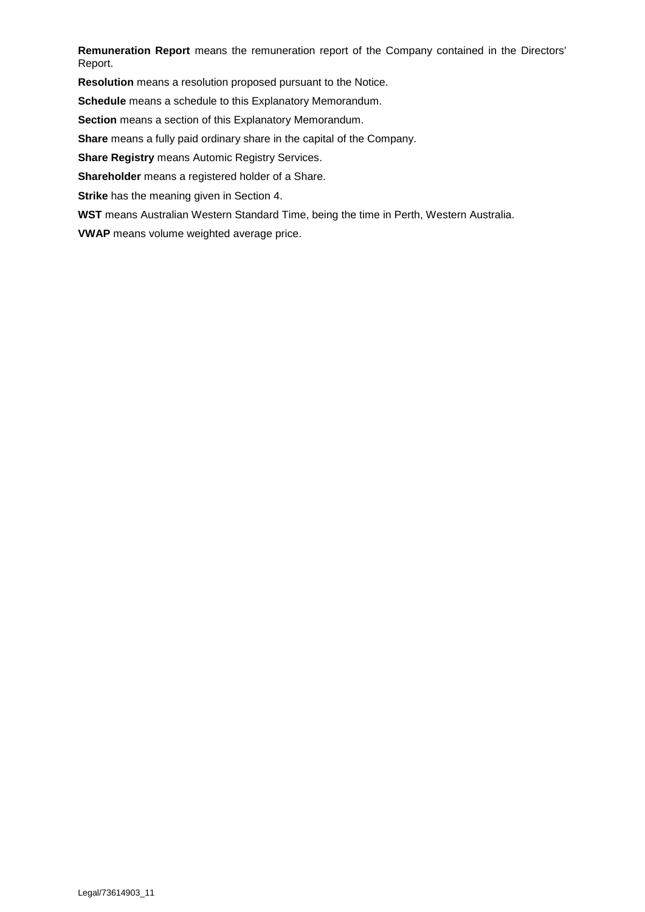**Remuneration Report** means the remuneration report of the Company contained in the Directors' Report.

**Resolution** means a resolution proposed pursuant to the Notice.

**Schedule** means a schedule to this Explanatory Memorandum.

**Section** means a section of this Explanatory Memorandum.

**Share** means a fully paid ordinary share in the capital of the Company.

**Share Registry** means Automic Registry Services.

**Shareholder** means a registered holder of a Share.

**Strike** has the meaning given in Section 4.

**WST** means Australian Western Standard Time, being the time in Perth, Western Australia.

**VWAP** means volume weighted average price.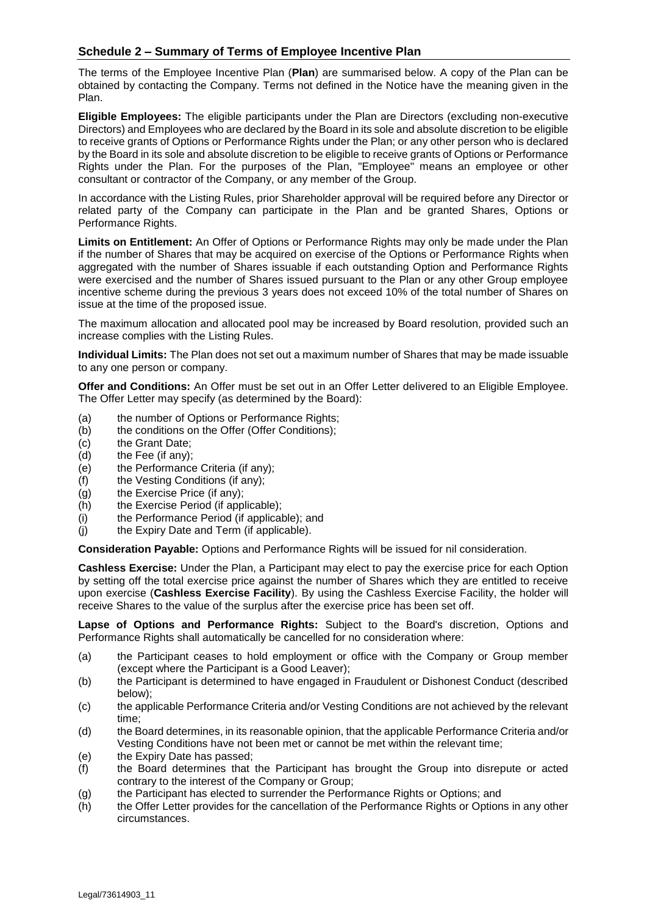## Schedule 2 – Summary of Terms of Employee Incentive Plan

The terms of the Employee Incentive Plan (**Plan**) are summarised below. A copy of the Plan can be obtained by contacting the Company. Terms not defined in the Notice have the meaning given in the Plan.

**Eligible Employees:** The eligible participants under the Plan are Directors (excluding non-executive Directors) and Employees who are declared by the Board in its sole and absolute discretion to be eligible to receive grants of Options or Performance Rights under the Plan; or any other person who is declared by the Board in its sole and absolute discretion to be eligible to receive grants of Options or Performance Rights under the Plan. For the purposes of the Plan, "Employee" means an employee or other consultant or contractor of the Company, or any member of the Group.

In accordance with the Listing Rules, prior Shareholder approval will be required before any Director or related party of the Company can participate in the Plan and be granted Shares, Options or Performance Rights.

**Limits on Entitlement:** An Offer of Options or Performance Rights may only be made under the Plan if the number of Shares that may be acquired on exercise of the Options or Performance Rights when aggregated with the number of Shares issuable if each outstanding Option and Performance Rights were exercised and the number of Shares issued pursuant to the Plan or any other Group employee incentive scheme during the previous 3 years does not exceed 10% of the total number of Shares on issue at the time of the proposed issue.

The maximum allocation and allocated pool may be increased by Board resolution, provided such an increase complies with the Listing Rules.

**Individual Limits:** The Plan does not set out a maximum number of Shares that may be made issuable to any one person or company.

**Offer and Conditions:** An Offer must be set out in an Offer Letter delivered to an Eligible Employee. The Offer Letter may specify (as determined by the Board):

(a) the number of Options or Performance Rights;
(b) the conditions on the Offer (Offer Conditions);
(c) the Grant Date;
(d) the Fee (if any);
(e) the Performance Criteria (if any);
(f) the Vesting Conditions (if any);
(g) the Exercise Price (if any);
(h) the Exercise Period (if applicable);
(i) the Performance Period (if applicable); and
(j) the Expiry Date and Term (if applicable).

**Consideration Payable:** Options and Performance Rights will be issued for nil consideration.

**Cashless Exercise:** Under the Plan, a Participant may elect to pay the exercise price for each Option by setting off the total exercise price against the number of Shares which they are entitled to receive upon exercise (**Cashless Exercise Facility**). By using the Cashless Exercise Facility, the holder will receive Shares to the value of the surplus after the exercise price has been set off.

**Lapse of Options and Performance Rights:** Subject to the Board's discretion, Options and Performance Rights shall automatically be cancelled for no consideration where:

(a) the Participant ceases to hold employment or office with the Company or Group member (except where the Participant is a Good Leaver);
(b) the Participant is determined to have engaged in Fraudulent or Dishonest Conduct (described below);
(c) the applicable Performance Criteria and/or Vesting Conditions are not achieved by the relevant time;
(d) the Board determines, in its reasonable opinion, that the applicable Performance Criteria and/or Vesting Conditions have not been met or cannot be met within the relevant time;
(e) the Expiry Date has passed;
(f) the Board determines that the Participant has brought the Group into disrepute or acted contrary to the interest of the Company or Group;
(g) the Participant has elected to surrender the Performance Rights or Options; and
(h) the Offer Letter provides for the cancellation of the Performance Rights or Options in any other circumstances.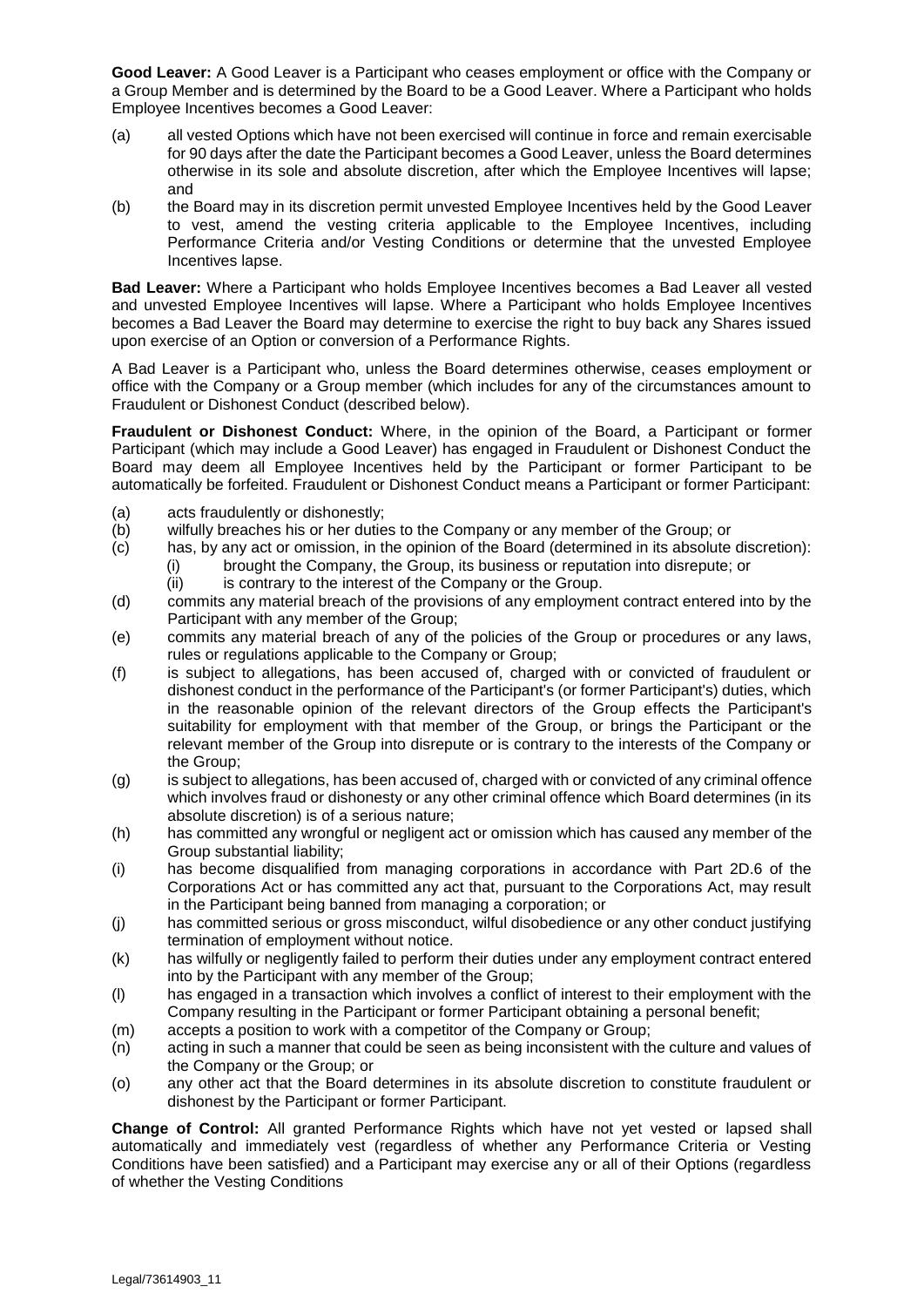**Good Leaver:** A Good Leaver is a Participant who ceases employment or office with the Company or a Group Member and is determined by the Board to be a Good Leaver. Where a Participant who holds Employee Incentives becomes a Good Leaver:

(a) all vested Options which have not been exercised will continue in force and remain exercisable for 90 days after the date the Participant becomes a Good Leaver, unless the Board determines otherwise in its sole and absolute discretion, after which the Employee Incentives will lapse; and

(b) the Board may in its discretion permit unvested Employee Incentives held by the Good Leaver to vest, amend the vesting criteria applicable to the Employee Incentives, including Performance Criteria and/or Vesting Conditions or determine that the unvested Employee Incentives lapse.

**Bad Leaver:** Where a Participant who holds Employee Incentives becomes a Bad Leaver all vested and unvested Employee Incentives will lapse. Where a Participant who holds Employee Incentives becomes a Bad Leaver the Board may determine to exercise the right to buy back any Shares issued upon exercise of an Option or conversion of a Performance Rights.

A Bad Leaver is a Participant who, unless the Board determines otherwise, ceases employment or office with the Company or a Group member (which includes for any of the circumstances amount to Fraudulent or Dishonest Conduct (described below).

**Fraudulent or Dishonest Conduct:** Where, in the opinion of the Board, a Participant or former Participant (which may include a Good Leaver) has engaged in Fraudulent or Dishonest Conduct the Board may deem all Employee Incentives held by the Participant or former Participant to be automatically be forfeited. Fraudulent or Dishonest Conduct means a Participant or former Participant:

(a) acts fraudulently or dishonestly;

(b) wilfully breaches his or her duties to the Company or any member of the Group; or

(c) has, by any act or omission, in the opinion of the Board (determined in its absolute discretion):

  (i) brought the Company, the Group, its business or reputation into disrepute; or

  (ii) is contrary to the interest of the Company or the Group.

(d) commits any material breach of the provisions of any employment contract entered into by the Participant with any member of the Group;

(e) commits any material breach of any of the policies of the Group or procedures or any laws, rules or regulations applicable to the Company or Group;

(f) is subject to allegations, has been accused of, charged with or convicted of fraudulent or dishonest conduct in the performance of the Participant's (or former Participant's) duties, which in the reasonable opinion of the relevant directors of the Group effects the Participant's suitability for employment with that member of the Group, or brings the Participant or the relevant member of the Group into disrepute or is contrary to the interests of the Company or the Group;

(g) is subject to allegations, has been accused of, charged with or convicted of any criminal offence which involves fraud or dishonesty or any other criminal offence which Board determines (in its absolute discretion) is of a serious nature;

(h) has committed any wrongful or negligent act or omission which has caused any member of the Group substantial liability;

(i) has become disqualified from managing corporations in accordance with Part 2D.6 of the Corporations Act or has committed any act that, pursuant to the Corporations Act, may result in the Participant being banned from managing a corporation; or

(j) has committed serious or gross misconduct, wilful disobedience or any other conduct justifying termination of employment without notice.

(k) has wilfully or negligently failed to perform their duties under any employment contract entered into by the Participant with any member of the Group;

(l) has engaged in a transaction which involves a conflict of interest to their employment with the Company resulting in the Participant or former Participant obtaining a personal benefit;

(m) accepts a position to work with a competitor of the Company or Group;

(n) acting in such a manner that could be seen as being inconsistent with the culture and values of the Company or the Group; or

(o) any other act that the Board determines in its absolute discretion to constitute fraudulent or dishonest by the Participant or former Participant.

**Change of Control:** All granted Performance Rights which have not yet vested or lapsed shall automatically and immediately vest (regardless of whether any Performance Criteria or Vesting Conditions have been satisfied) and a Participant may exercise any or all of their Options (regardless of whether the Vesting Conditions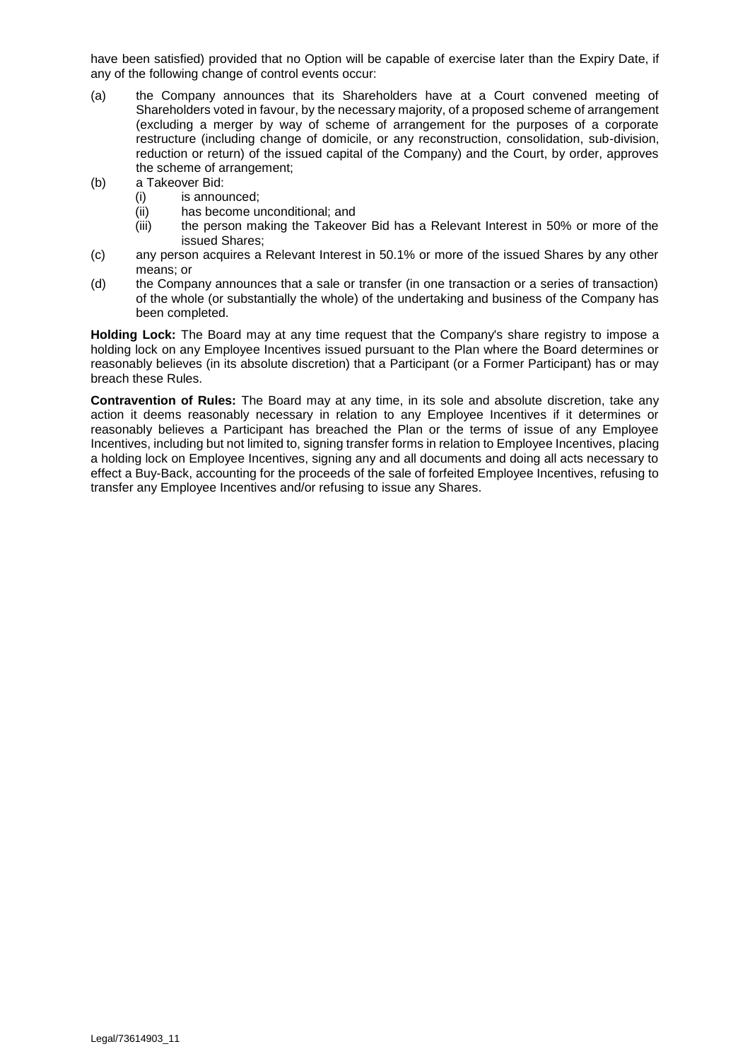have been satisfied) provided that no Option will be capable of exercise later than the Expiry Date, if any of the following change of control events occur:

(a) the Company announces that its Shareholders have at a Court convened meeting of Shareholders voted in favour, by the necessary majority, of a proposed scheme of arrangement (excluding a merger by way of scheme of arrangement for the purposes of a corporate restructure (including change of domicile, or any reconstruction, consolidation, sub-division, reduction or return) of the issued capital of the Company) and the Court, by order, approves the scheme of arrangement;

(b) a Takeover Bid:
   (i) is announced;
   (ii) has become unconditional; and
   (iii) the person making the Takeover Bid has a Relevant Interest in 50% or more of the issued Shares;

(c) any person acquires a Relevant Interest in 50.1% or more of the issued Shares by any other means; or

(d) the Company announces that a sale or transfer (in one transaction or a series of transaction) of the whole (or substantially the whole) of the undertaking and business of the Company has been completed.

**Holding Lock:** The Board may at any time request that the Company's share registry to impose a holding lock on any Employee Incentives issued pursuant to the Plan where the Board determines or reasonably believes (in its absolute discretion) that a Participant (or a Former Participant) has or may breach these Rules.

**Contravention of Rules:** The Board may at any time, in its sole and absolute discretion, take any action it deems reasonably necessary in relation to any Employee Incentives if it determines or reasonably believes a Participant has breached the Plan or the terms of issue of any Employee Incentives, including but not limited to, signing transfer forms in relation to Employee Incentives, placing a holding lock on Employee Incentives, signing any and all documents and doing all acts necessary to effect a Buy-Back, accounting for the proceeds of the sale of forfeited Employee Incentives, refusing to transfer any Employee Incentives and/or refusing to issue any Shares.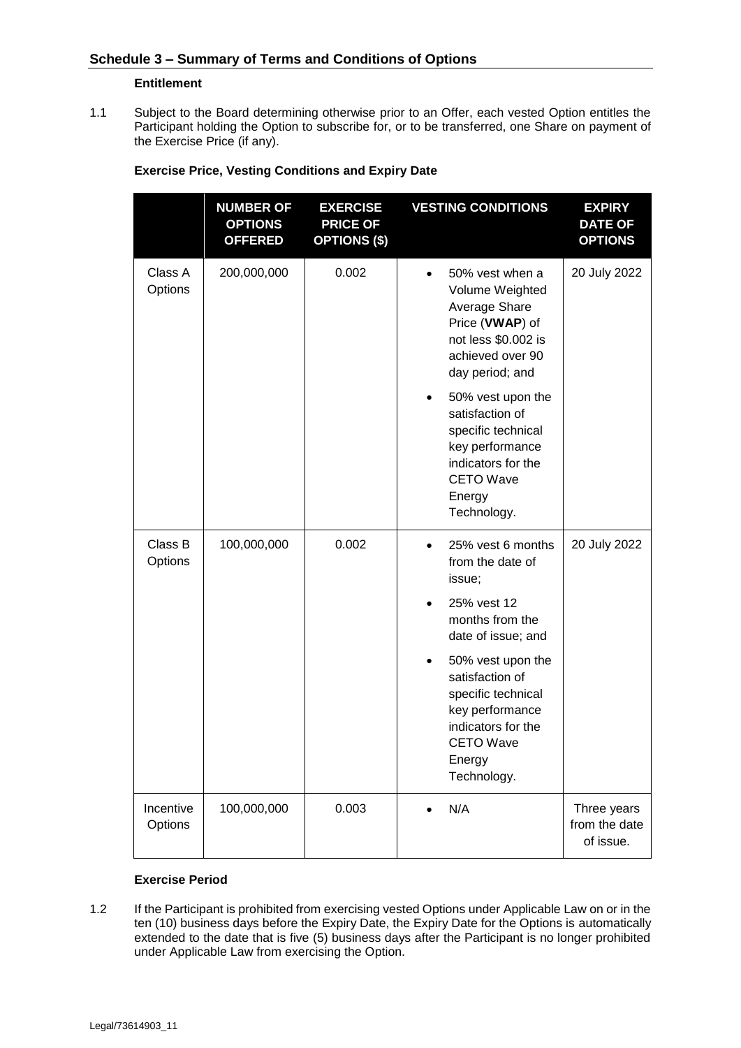## Schedule 3 – Summary of Terms and Conditions of Options

**Entitlement**

1.1 Subject to the Board determining otherwise prior to an Offer, each vested Option entitles the Participant holding the Option to subscribe for, or to be transferred, one Share on payment of the Exercise Price (if any).

**Exercise Price, Vesting Conditions and Expiry Date**

| | NUMBER OF OPTIONS OFFERED | EXERCISE PRICE OF OPTIONS ($) | VESTING CONDITIONS | EXPIRY DATE OF OPTIONS |
|---|---|---|---|---|
| Class A Options | 200,000,000 | 0.002 | • 50% vest when a Volume Weighted Average Share Price (**VWAP**) of not less $0.002 is achieved over 90 day period; and<br>• 50% vest upon the satisfaction of specific technical key performance indicators for the CETO Wave Energy Technology. | 20 July 2022 |
| Class B Options | 100,000,000 | 0.002 | • 25% vest 6 months from the date of issue;<br>• 25% vest 12 months from the date of issue; and<br>• 50% vest upon the satisfaction of specific technical key performance indicators for the CETO Wave Energy Technology. | 20 July 2022 |
| Incentive Options | 100,000,000 | 0.003 | • N/A | Three years from the date of issue. |

**Exercise Period**

1.2 If the Participant is prohibited from exercising vested Options under Applicable Law on or in the ten (10) business days before the Expiry Date, the Expiry Date for the Options is automatically extended to the date that is five (5) business days after the Participant is no longer prohibited under Applicable Law from exercising the Option.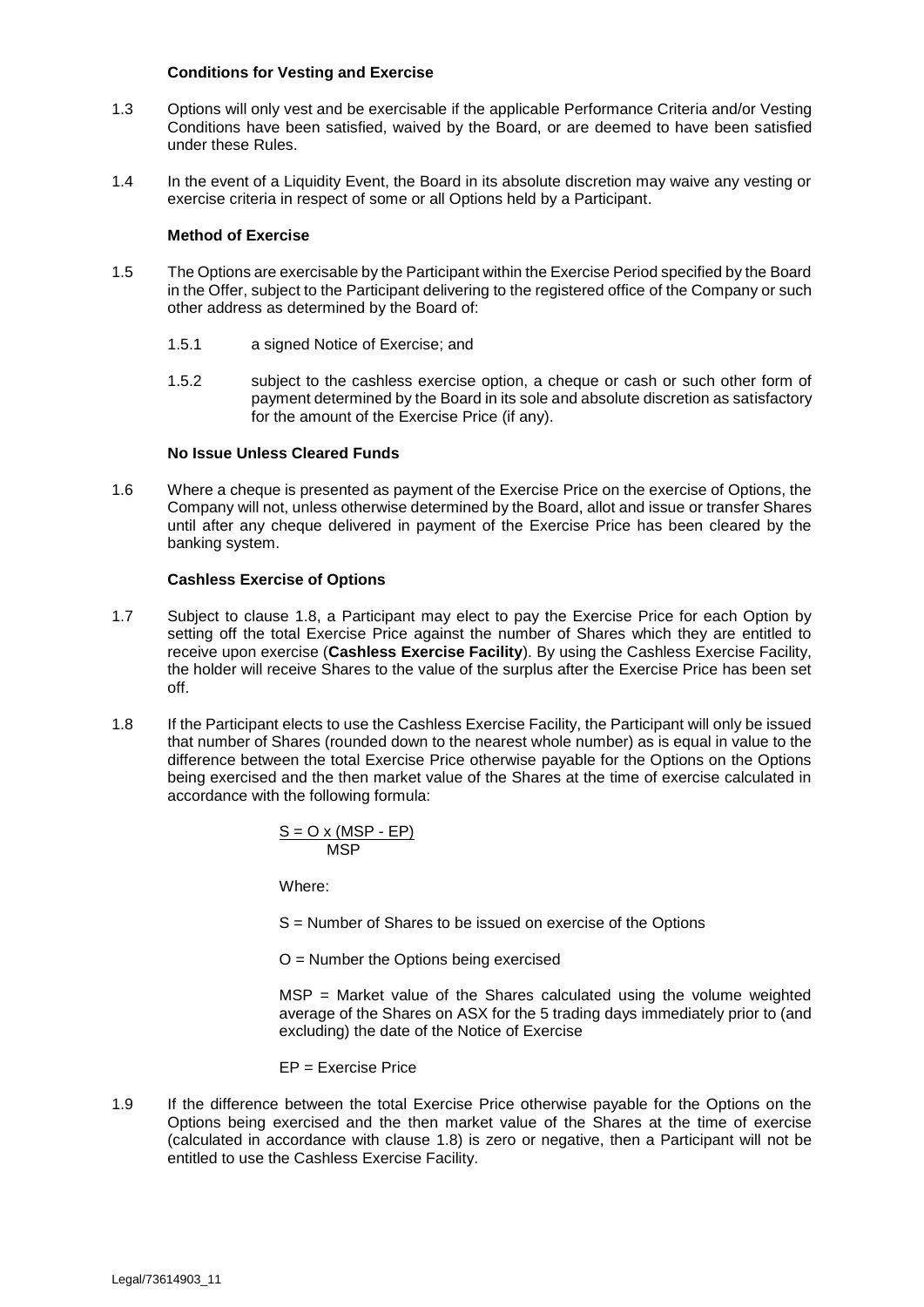**Conditions for Vesting and Exercise**

1.3 Options will only vest and be exercisable if the applicable Performance Criteria and/or Vesting Conditions have been satisfied, waived by the Board, or are deemed to have been satisfied under these Rules.

1.4 In the event of a Liquidity Event, the Board in its absolute discretion may waive any vesting or exercise criteria in respect of some or all Options held by a Participant.

**Method of Exercise**

1.5 The Options are exercisable by the Participant within the Exercise Period specified by the Board in the Offer, subject to the Participant delivering to the registered office of the Company or such other address as determined by the Board of:

1.5.1 a signed Notice of Exercise; and

1.5.2 subject to the cashless exercise option, a cheque or cash or such other form of payment determined by the Board in its sole and absolute discretion as satisfactory for the amount of the Exercise Price (if any).

**No Issue Unless Cleared Funds**

1.6 Where a cheque is presented as payment of the Exercise Price on the exercise of Options, the Company will not, unless otherwise determined by the Board, allot and issue or transfer Shares until after any cheque delivered in payment of the Exercise Price has been cleared by the banking system.

**Cashless Exercise of Options**

1.7 Subject to clause 1.8, a Participant may elect to pay the Exercise Price for each Option by setting off the total Exercise Price against the number of Shares which they are entitled to receive upon exercise (**Cashless Exercise Facility**). By using the Cashless Exercise Facility, the holder will receive Shares to the value of the surplus after the Exercise Price has been set off.

1.8 If the Participant elects to use the Cashless Exercise Facility, the Participant will only be issued that number of Shares (rounded down to the nearest whole number) as is equal in value to the difference between the total Exercise Price otherwise payable for the Options on the Options being exercised and the then market value of the Shares at the time of exercise calculated in accordance with the following formula:

$$S = \frac{O \times (MSP - EP)}{MSP}$$

Where:

S = Number of Shares to be issued on exercise of the Options

O = Number the Options being exercised

MSP = Market value of the Shares calculated using the volume weighted average of the Shares on ASX for the 5 trading days immediately prior to (and excluding) the date of the Notice of Exercise

EP = Exercise Price

1.9 If the difference between the total Exercise Price otherwise payable for the Options on the Options being exercised and the then market value of the Shares at the time of exercise (calculated in accordance with clause 1.8) is zero or negative, then a Participant will not be entitled to use the Cashless Exercise Facility.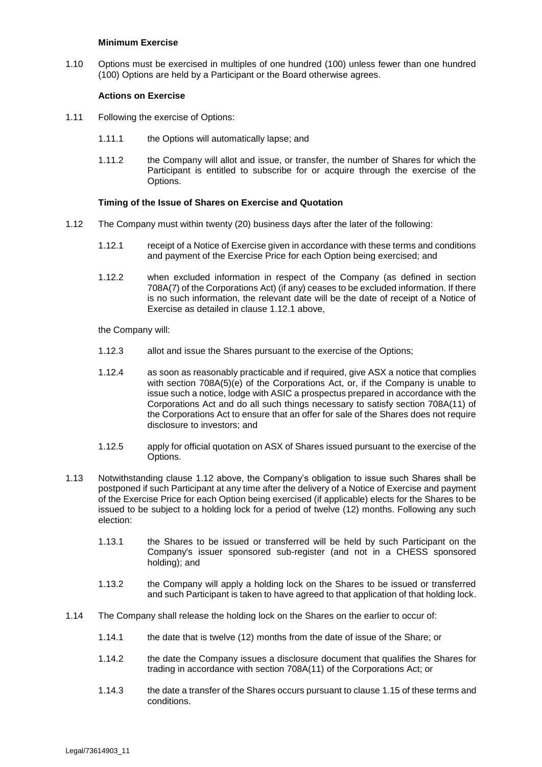**Minimum Exercise**

1.10 Options must be exercised in multiples of one hundred (100) unless fewer than one hundred (100) Options are held by a Participant or the Board otherwise agrees.

**Actions on Exercise**

1.11 Following the exercise of Options:

1.11.1 the Options will automatically lapse; and

1.11.2 the Company will allot and issue, or transfer, the number of Shares for which the Participant is entitled to subscribe for or acquire through the exercise of the Options.

**Timing of the Issue of Shares on Exercise and Quotation**

1.12 The Company must within twenty (20) business days after the later of the following:

1.12.1 receipt of a Notice of Exercise given in accordance with these terms and conditions and payment of the Exercise Price for each Option being exercised; and

1.12.2 when excluded information in respect of the Company (as defined in section 708A(7) of the Corporations Act) (if any) ceases to be excluded information. If there is no such information, the relevant date will be the date of receipt of a Notice of Exercise as detailed in clause 1.12.1 above,

the Company will:

1.12.3 allot and issue the Shares pursuant to the exercise of the Options;

1.12.4 as soon as reasonably practicable and if required, give ASX a notice that complies with section 708A(5)(e) of the Corporations Act, or, if the Company is unable to issue such a notice, lodge with ASIC a prospectus prepared in accordance with the Corporations Act and do all such things necessary to satisfy section 708A(11) of the Corporations Act to ensure that an offer for sale of the Shares does not require disclosure to investors; and

1.12.5 apply for official quotation on ASX of Shares issued pursuant to the exercise of the Options.

1.13 Notwithstanding clause 1.12 above, the Company's obligation to issue such Shares shall be postponed if such Participant at any time after the delivery of a Notice of Exercise and payment of the Exercise Price for each Option being exercised (if applicable) elects for the Shares to be issued to be subject to a holding lock for a period of twelve (12) months. Following any such election:

1.13.1 the Shares to be issued or transferred will be held by such Participant on the Company's issuer sponsored sub-register (and not in a CHESS sponsored holding); and

1.13.2 the Company will apply a holding lock on the Shares to be issued or transferred and such Participant is taken to have agreed to that application of that holding lock.

1.14 The Company shall release the holding lock on the Shares on the earlier to occur of:

1.14.1 the date that is twelve (12) months from the date of issue of the Share; or

1.14.2 the date the Company issues a disclosure document that qualifies the Shares for trading in accordance with section 708A(11) of the Corporations Act; or

1.14.3 the date a transfer of the Shares occurs pursuant to clause 1.15 of these terms and conditions.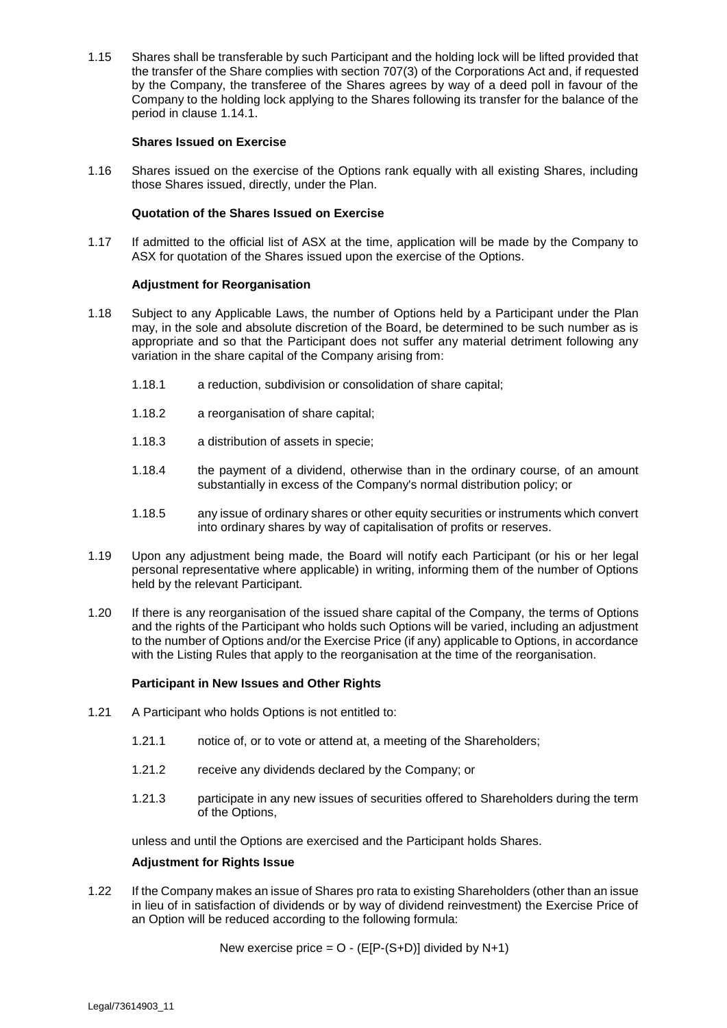1.15 Shares shall be transferable by such Participant and the holding lock will be lifted provided that the transfer of the Share complies with section 707(3) of the Corporations Act and, if requested by the Company, the transferee of the Shares agrees by way of a deed poll in favour of the Company to the holding lock applying to the Shares following its transfer for the balance of the period in clause 1.14.1.

**Shares Issued on Exercise**

1.16 Shares issued on the exercise of the Options rank equally with all existing Shares, including those Shares issued, directly, under the Plan.

**Quotation of the Shares Issued on Exercise**

1.17 If admitted to the official list of ASX at the time, application will be made by the Company to ASX for quotation of the Shares issued upon the exercise of the Options.

**Adjustment for Reorganisation**

1.18 Subject to any Applicable Laws, the number of Options held by a Participant under the Plan may, in the sole and absolute discretion of the Board, be determined to be such number as is appropriate and so that the Participant does not suffer any material detriment following any variation in the share capital of the Company arising from:

1.18.1 a reduction, subdivision or consolidation of share capital;

1.18.2 a reorganisation of share capital;

1.18.3 a distribution of assets in specie;

1.18.4 the payment of a dividend, otherwise than in the ordinary course, of an amount substantially in excess of the Company's normal distribution policy; or

1.18.5 any issue of ordinary shares or other equity securities or instruments which convert into ordinary shares by way of capitalisation of profits or reserves.

1.19 Upon any adjustment being made, the Board will notify each Participant (or his or her legal personal representative where applicable) in writing, informing them of the number of Options held by the relevant Participant.

1.20 If there is any reorganisation of the issued share capital of the Company, the terms of Options and the rights of the Participant who holds such Options will be varied, including an adjustment to the number of Options and/or the Exercise Price (if any) applicable to Options, in accordance with the Listing Rules that apply to the reorganisation at the time of the reorganisation.

**Participant in New Issues and Other Rights**

1.21 A Participant who holds Options is not entitled to:

1.21.1 notice of, or to vote or attend at, a meeting of the Shareholders;

1.21.2 receive any dividends declared by the Company; or

1.21.3 participate in any new issues of securities offered to Shareholders during the term of the Options,

unless and until the Options are exercised and the Participant holds Shares.

**Adjustment for Rights Issue**

1.22 If the Company makes an issue of Shares pro rata to existing Shareholders (other than an issue in lieu of in satisfaction of dividends or by way of dividend reinvestment) the Exercise Price of an Option will be reduced according to the following formula:

New exercise price = O - (E[P-(S+D)] divided by N+1)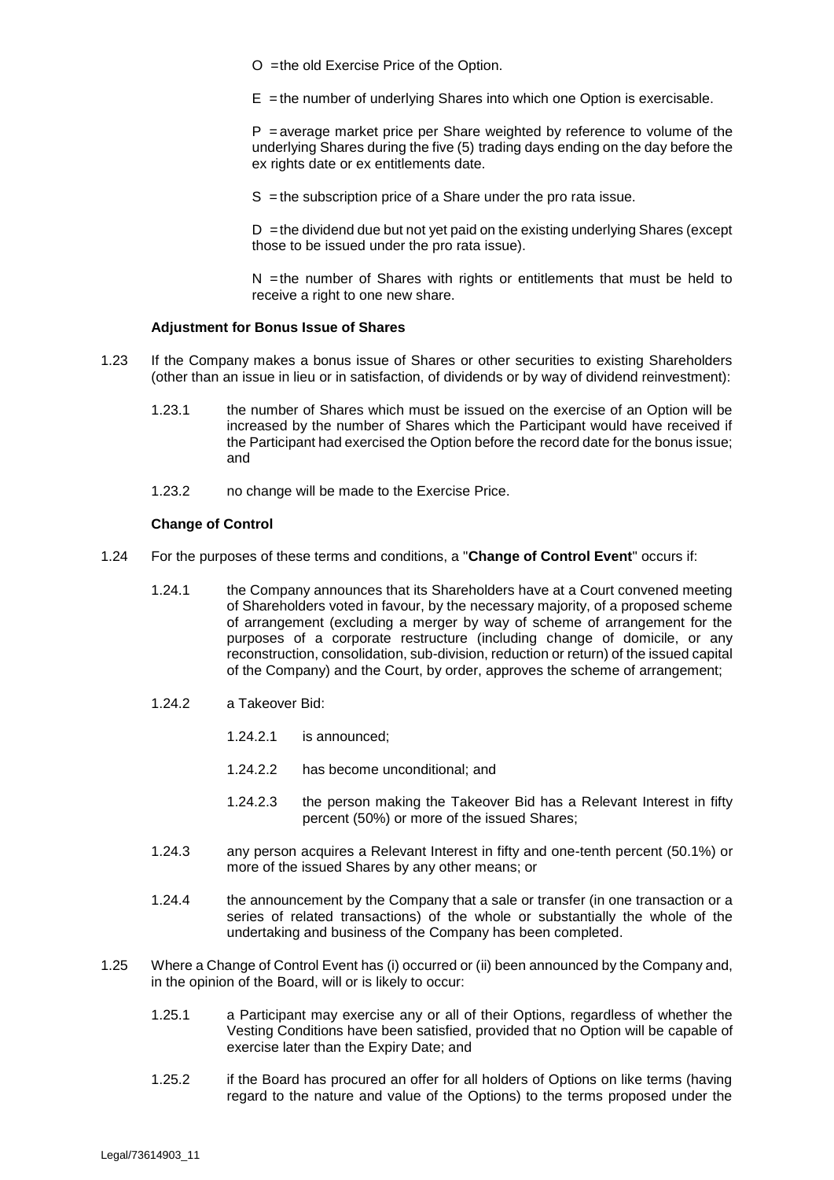O = the old Exercise Price of the Option.

E = the number of underlying Shares into which one Option is exercisable.

P = average market price per Share weighted by reference to volume of the underlying Shares during the five (5) trading days ending on the day before the ex rights date or ex entitlements date.

S = the subscription price of a Share under the pro rata issue.

D = the dividend due but not yet paid on the existing underlying Shares (except those to be issued under the pro rata issue).

N = the number of Shares with rights or entitlements that must be held to receive a right to one new share.

**Adjustment for Bonus Issue of Shares**

1.23 If the Company makes a bonus issue of Shares or other securities to existing Shareholders (other than an issue in lieu or in satisfaction, of dividends or by way of dividend reinvestment):

1.23.1 the number of Shares which must be issued on the exercise of an Option will be increased by the number of Shares which the Participant would have received if the Participant had exercised the Option before the record date for the bonus issue; and

1.23.2 no change will be made to the Exercise Price.

**Change of Control**

1.24 For the purposes of these terms and conditions, a "**Change of Control Event**" occurs if:

1.24.1 the Company announces that its Shareholders have at a Court convened meeting of Shareholders voted in favour, by the necessary majority, of a proposed scheme of arrangement (excluding a merger by way of scheme of arrangement for the purposes of a corporate restructure (including change of domicile, or any reconstruction, consolidation, sub-division, reduction or return) of the issued capital of the Company) and the Court, by order, approves the scheme of arrangement;

1.24.2 a Takeover Bid:

1.24.2.1 is announced;

1.24.2.2 has become unconditional; and

1.24.2.3 the person making the Takeover Bid has a Relevant Interest in fifty percent (50%) or more of the issued Shares;

1.24.3 any person acquires a Relevant Interest in fifty and one-tenth percent (50.1%) or more of the issued Shares by any other means; or

1.24.4 the announcement by the Company that a sale or transfer (in one transaction or a series of related transactions) of the whole or substantially the whole of the undertaking and business of the Company has been completed.

1.25 Where a Change of Control Event has (i) occurred or (ii) been announced by the Company and, in the opinion of the Board, will or is likely to occur:

1.25.1 a Participant may exercise any or all of their Options, regardless of whether the Vesting Conditions have been satisfied, provided that no Option will be capable of exercise later than the Expiry Date; and

1.25.2 if the Board has procured an offer for all holders of Options on like terms (having regard to the nature and value of the Options) to the terms proposed under the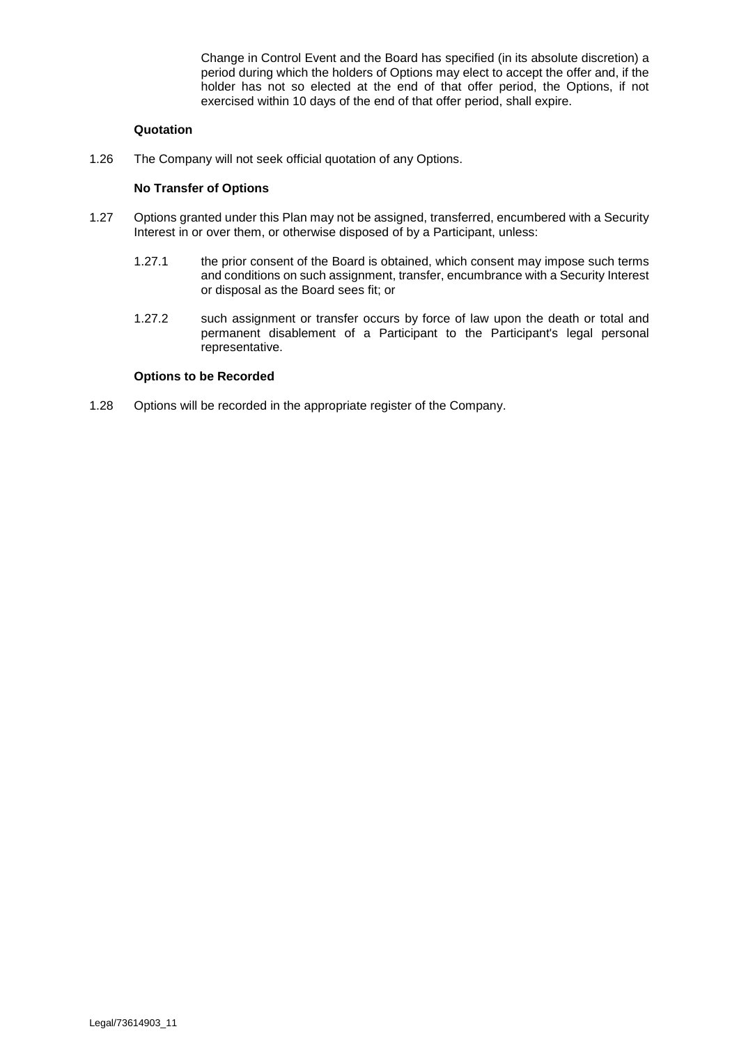Change in Control Event and the Board has specified (in its absolute discretion) a period during which the holders of Options may elect to accept the offer and, if the holder has not so elected at the end of that offer period, the Options, if not exercised within 10 days of the end of that offer period, shall expire.

**Quotation**

1.26 The Company will not seek official quotation of any Options.

**No Transfer of Options**

1.27 Options granted under this Plan may not be assigned, transferred, encumbered with a Security Interest in or over them, or otherwise disposed of by a Participant, unless:

1.27.1 the prior consent of the Board is obtained, which consent may impose such terms and conditions on such assignment, transfer, encumbrance with a Security Interest or disposal as the Board sees fit; or

1.27.2 such assignment or transfer occurs by force of law upon the death or total and permanent disablement of a Participant to the Participant's legal personal representative.

**Options to be Recorded**

1.28 Options will be recorded in the appropriate register of the Company.